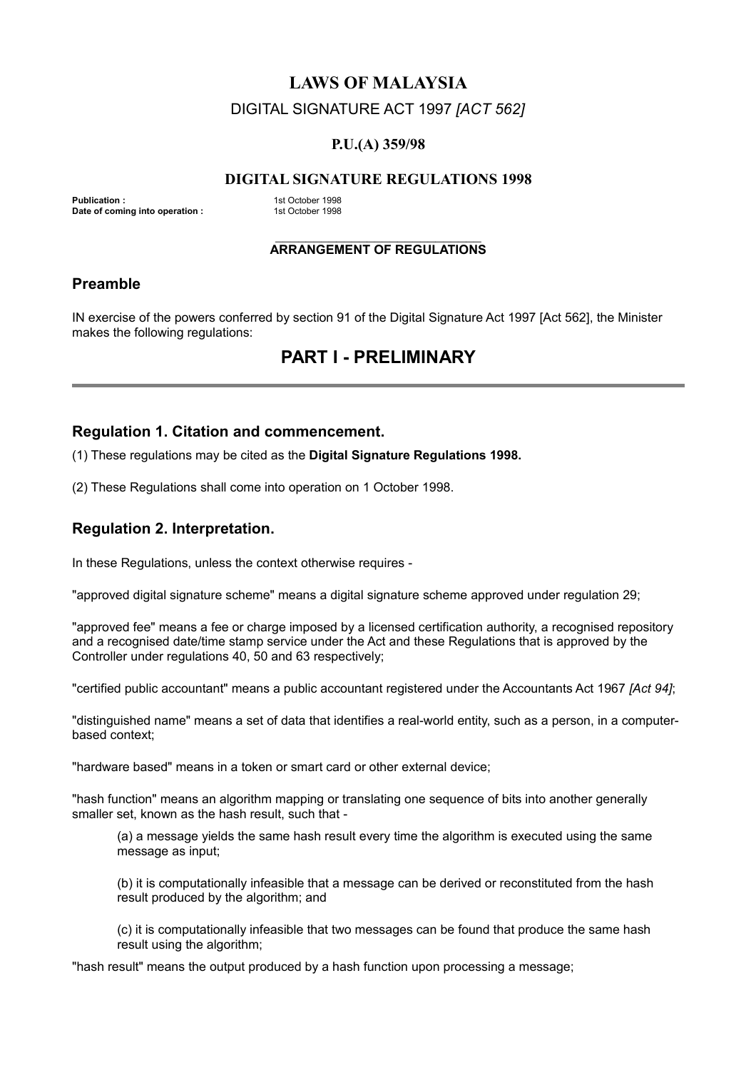# LAWS OF MALAYSIA

DIGITAL SIGNATURE ACT 1997 *[ACT 562]*

**P.U.(A) 359/98**

## DIGITAL SIGNATURE REGULATIONS 1998

**Publication :** 1st October 1998
**Date of coming into operation :** 1st October 1998

**ARRANGEMENT OF REGULATIONS**

## Preamble

IN exercise of the powers conferred by section 91 of the Digital Signature Act 1997 [Act 562], the Minister makes the following regulations:

# PART I - PRELIMINARY

### Regulation 1. Citation and commencement.

(1) These regulations may be cited as the **Digital Signature Regulations 1998.**

(2) These Regulations shall come into operation on 1 October 1998.

### Regulation 2. Interpretation.

In these Regulations, unless the context otherwise requires -

"approved digital signature scheme" means a digital signature scheme approved under regulation 29;

"approved fee" means a fee or charge imposed by a licensed certification authority, a recognised repository and a recognised date/time stamp service under the Act and these Regulations that is approved by the Controller under regulations 40, 50 and 63 respectively;

"certified public accountant" means a public accountant registered under the Accountants Act 1967 *[Act 94]*;

"distinguished name" means a set of data that identifies a real-world entity, such as a person, in a computer-based context;

"hardware based" means in a token or smart card or other external device;

"hash function" means an algorithm mapping or translating one sequence of bits into another generally smaller set, known as the hash result, such that -

> (a) a message yields the same hash result every time the algorithm is executed using the same message as input;
>
> (b) it is computationally infeasible that a message can be derived or reconstituted from the hash result produced by the algorithm; and
>
> (c) it is computationally infeasible that two messages can be found that produce the same hash result using the algorithm;

"hash result" means the output produced by a hash function upon processing a message;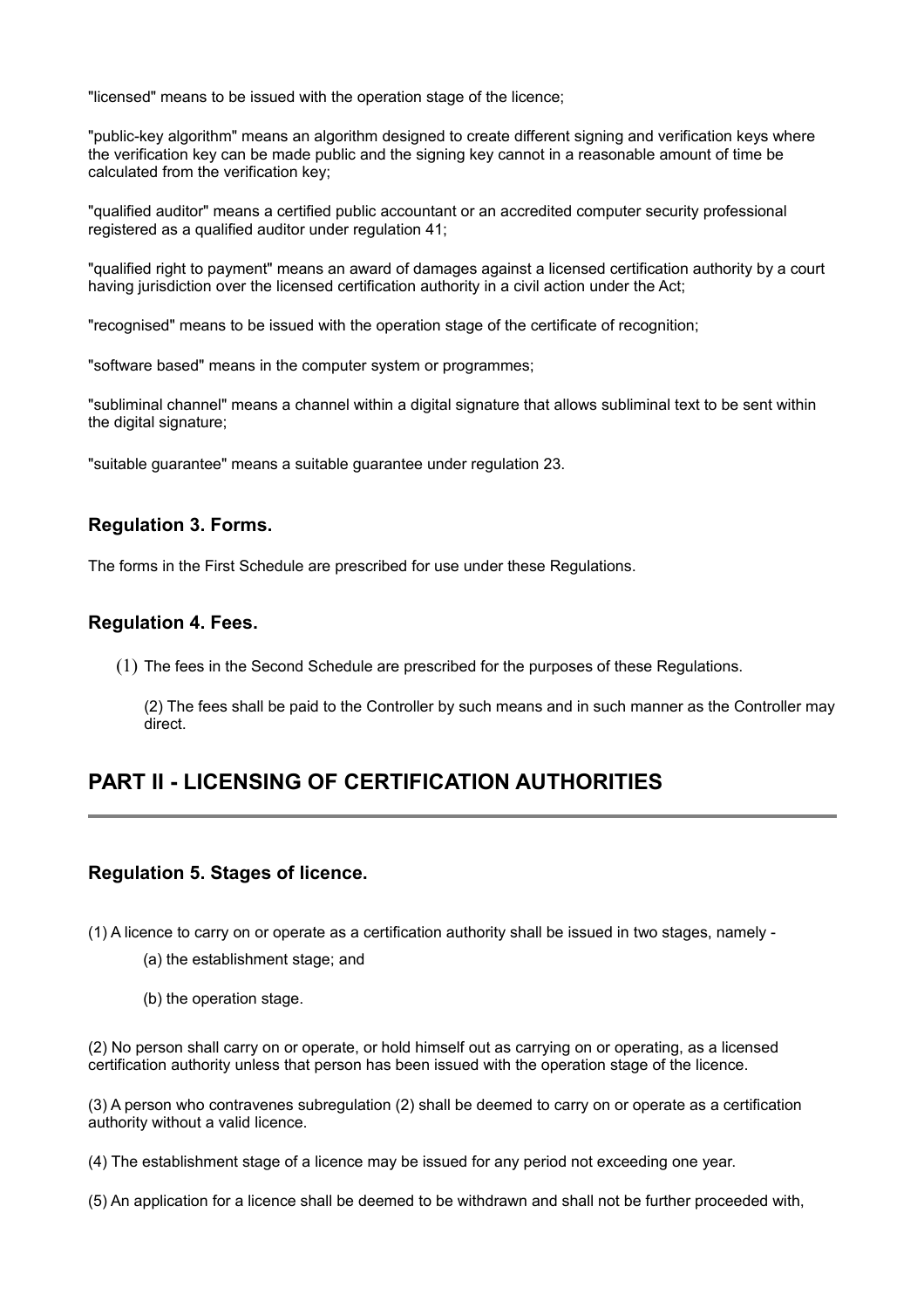"licensed" means to be issued with the operation stage of the licence;

"public-key algorithm" means an algorithm designed to create different signing and verification keys where the verification key can be made public and the signing key cannot in a reasonable amount of time be calculated from the verification key;

"qualified auditor" means a certified public accountant or an accredited computer security professional registered as a qualified auditor under regulation 41;

"qualified right to payment" means an award of damages against a licensed certification authority by a court having jurisdiction over the licensed certification authority in a civil action under the Act;

"recognised" means to be issued with the operation stage of the certificate of recognition;

"software based" means in the computer system or programmes;

"subliminal channel" means a channel within a digital signature that allows subliminal text to be sent within the digital signature;

"suitable guarantee" means a suitable guarantee under regulation 23.

### Regulation 3. Forms.

The forms in the First Schedule are prescribed for use under these Regulations.

### Regulation 4. Fees.

(1) The fees in the Second Schedule are prescribed for the purposes of these Regulations.

(2) The fees shall be paid to the Controller by such means and in such manner as the Controller may direct.

## PART II - LICENSING OF CERTIFICATION AUTHORITIES

### Regulation 5. Stages of licence.

(1) A licence to carry on or operate as a certification authority shall be issued in two stages, namely -

(a) the establishment stage; and

(b) the operation stage.

(2) No person shall carry on or operate, or hold himself out as carrying on or operating, as a licensed certification authority unless that person has been issued with the operation stage of the licence.

(3) A person who contravenes subregulation (2) shall be deemed to carry on or operate as a certification authority without a valid licence.

(4) The establishment stage of a licence may be issued for any period not exceeding one year.

(5) An application for a licence shall be deemed to be withdrawn and shall not be further proceeded with,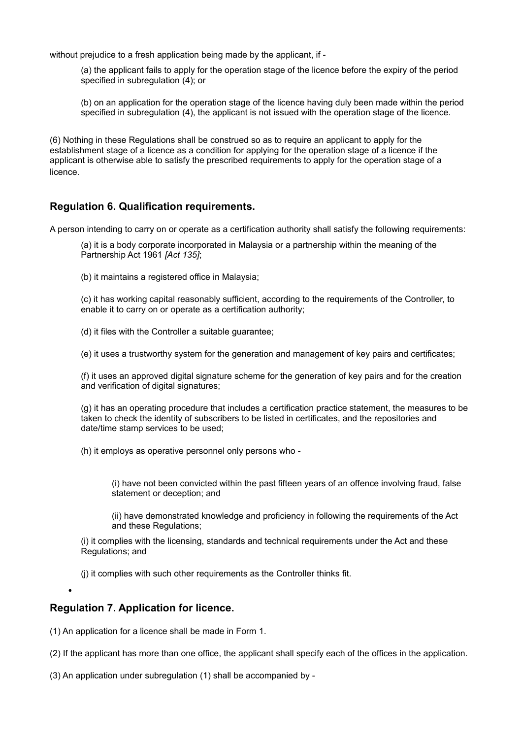without prejudice to a fresh application being made by the applicant, if -

(a) the applicant fails to apply for the operation stage of the licence before the expiry of the period specified in subregulation (4); or

(b) on an application for the operation stage of the licence having duly been made within the period specified in subregulation (4), the applicant is not issued with the operation stage of the licence.

(6) Nothing in these Regulations shall be construed so as to require an applicant to apply for the establishment stage of a licence as a condition for applying for the operation stage of a licence if the applicant is otherwise able to satisfy the prescribed requirements to apply for the operation stage of a licence.

## Regulation 6. Qualification requirements.

A person intending to carry on or operate as a certification authority shall satisfy the following requirements:

(a) it is a body corporate incorporated in Malaysia or a partnership within the meaning of the Partnership Act 1961 *[Act 135]*;

(b) it maintains a registered office in Malaysia;

(c) it has working capital reasonably sufficient, according to the requirements of the Controller, to enable it to carry on or operate as a certification authority;

(d) it files with the Controller a suitable guarantee;

(e) it uses a trustworthy system for the generation and management of key pairs and certificates;

(f) it uses an approved digital signature scheme for the generation of key pairs and for the creation and verification of digital signatures;

(g) it has an operating procedure that includes a certification practice statement, the measures to be taken to check the identity of subscribers to be listed in certificates, and the repositories and date/time stamp services to be used;

(h) it employs as operative personnel only persons who -

(i) have not been convicted within the past fifteen years of an offence involving fraud, false statement or deception; and

(ii) have demonstrated knowledge and proficiency in following the requirements of the Act and these Regulations;

(i) it complies with the licensing, standards and technical requirements under the Act and these Regulations; and

(j) it complies with such other requirements as the Controller thinks fit.

## Regulation 7. Application for licence.

(1) An application for a licence shall be made in Form 1.

(2) If the applicant has more than one office, the applicant shall specify each of the offices in the application.

(3) An application under subregulation (1) shall be accompanied by -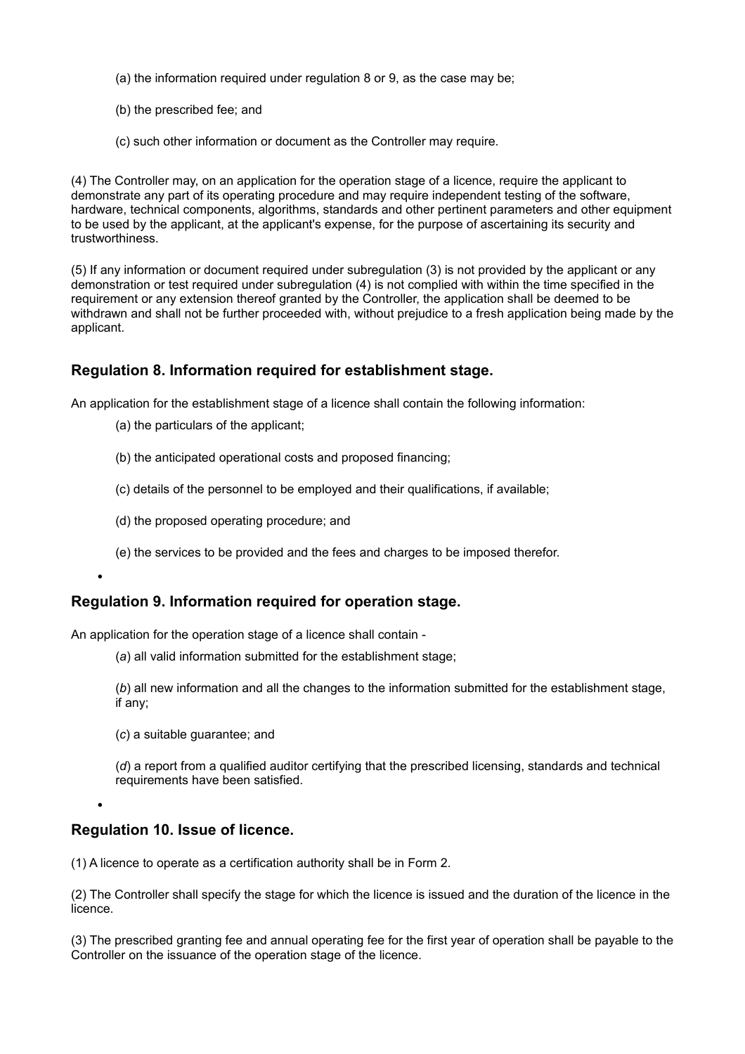(a) the information required under regulation 8 or 9, as the case may be;

(b) the prescribed fee; and

(c) such other information or document as the Controller may require.

(4) The Controller may, on an application for the operation stage of a licence, require the applicant to demonstrate any part of its operating procedure and may require independent testing of the software, hardware, technical components, algorithms, standards and other pertinent parameters and other equipment to be used by the applicant, at the applicant's expense, for the purpose of ascertaining its security and trustworthiness.

(5) If any information or document required under subregulation (3) is not provided by the applicant or any demonstration or test required under subregulation (4) is not complied with within the time specified in the requirement or any extension thereof granted by the Controller, the application shall be deemed to be withdrawn and shall not be further proceeded with, without prejudice to a fresh application being made by the applicant.

## Regulation 8. Information required for establishment stage.

An application for the establishment stage of a licence shall contain the following information:

(a) the particulars of the applicant;

(b) the anticipated operational costs and proposed financing;

(c) details of the personnel to be employed and their qualifications, if available;

(d) the proposed operating procedure; and

(e) the services to be provided and the fees and charges to be imposed therefor.

## Regulation 9. Information required for operation stage.

An application for the operation stage of a licence shall contain -

(*a*) all valid information submitted for the establishment stage;

(*b*) all new information and all the changes to the information submitted for the establishment stage, if any;

(*c*) a suitable guarantee; and

(*d*) a report from a qualified auditor certifying that the prescribed licensing, standards and technical requirements have been satisfied.

## Regulation 10. Issue of licence.

(1) A licence to operate as a certification authority shall be in Form 2.

(2) The Controller shall specify the stage for which the licence is issued and the duration of the licence in the licence.

(3) The prescribed granting fee and annual operating fee for the first year of operation shall be payable to the Controller on the issuance of the operation stage of the licence.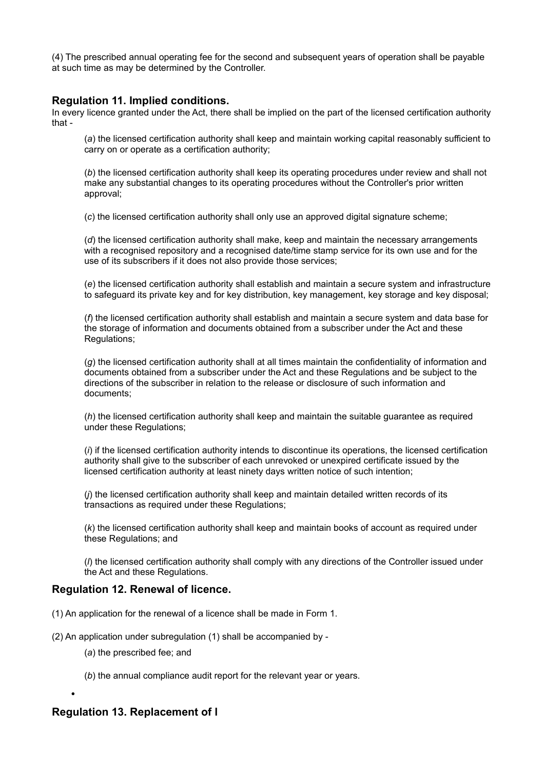(4) The prescribed annual operating fee for the second and subsequent years of operation shall be payable at such time as may be determined by the Controller.

## Regulation 11. Implied conditions.

In every licence granted under the Act, there shall be implied on the part of the licensed certification authority that -

(*a*) the licensed certification authority shall keep and maintain working capital reasonably sufficient to carry on or operate as a certification authority;

(*b*) the licensed certification authority shall keep its operating procedures under review and shall not make any substantial changes to its operating procedures without the Controller's prior written approval;

(*c*) the licensed certification authority shall only use an approved digital signature scheme;

(*d*) the licensed certification authority shall make, keep and maintain the necessary arrangements with a recognised repository and a recognised date/time stamp service for its own use and for the use of its subscribers if it does not also provide those services;

(*e*) the licensed certification authority shall establish and maintain a secure system and infrastructure to safeguard its private key and for key distribution, key management, key storage and key disposal;

(*f*) the licensed certification authority shall establish and maintain a secure system and data base for the storage of information and documents obtained from a subscriber under the Act and these Regulations;

(*g*) the licensed certification authority shall at all times maintain the confidentiality of information and documents obtained from a subscriber under the Act and these Regulations and be subject to the directions of the subscriber in relation to the release or disclosure of such information and documents;

(*h*) the licensed certification authority shall keep and maintain the suitable guarantee as required under these Regulations;

(*i*) if the licensed certification authority intends to discontinue its operations, the licensed certification authority shall give to the subscriber of each unrevoked or unexpired certificate issued by the licensed certification authority at least ninety days written notice of such intention;

(*j*) the licensed certification authority shall keep and maintain detailed written records of its transactions as required under these Regulations;

(*k*) the licensed certification authority shall keep and maintain books of account as required under these Regulations; and

(*l*) the licensed certification authority shall comply with any directions of the Controller issued under the Act and these Regulations.

## Regulation 12. Renewal of licence.

(1) An application for the renewal of a licence shall be made in Form 1.

(2) An application under subregulation (1) shall be accompanied by -

(*a*) the prescribed fee; and

(*b*) the annual compliance audit report for the relevant year or years.

## Regulation 13. Replacement of l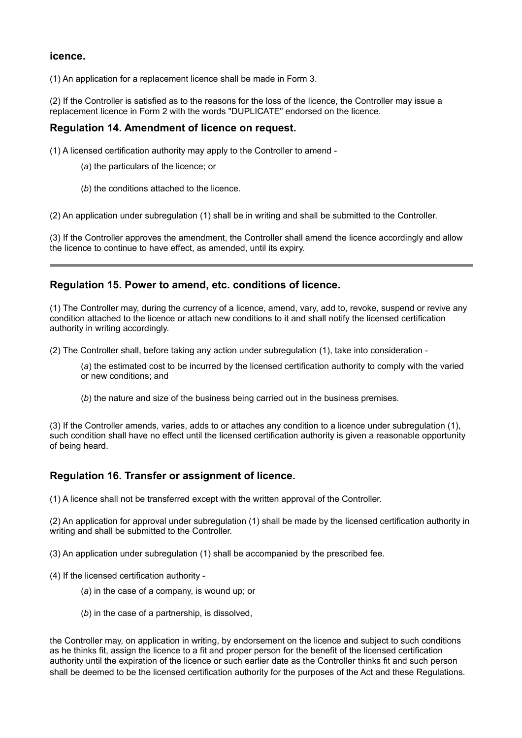**icence.**

(1) An application for a replacement licence shall be made in Form 3.

(2) If the Controller is satisfied as to the reasons for the loss of the licence, the Controller may issue a replacement licence in Form 2 with the words "DUPLICATE" endorsed on the licence.

### Regulation 14. Amendment of licence on request.

(1) A licensed certification authority may apply to the Controller to amend -

(*a*) the particulars of the licence; or

(*b*) the conditions attached to the licence.

(2) An application under subregulation (1) shall be in writing and shall be submitted to the Controller.

(3) If the Controller approves the amendment, the Controller shall amend the licence accordingly and allow the licence to continue to have effect, as amended, until its expiry.

---

### Regulation 15. Power to amend, etc. conditions of licence.

(1) The Controller may, during the currency of a licence, amend, vary, add to, revoke, suspend or revive any condition attached to the licence or attach new conditions to it and shall notify the licensed certification authority in writing accordingly.

(2) The Controller shall, before taking any action under subregulation (1), take into consideration -

(*a*) the estimated cost to be incurred by the licensed certification authority to comply with the varied or new conditions; and

(*b*) the nature and size of the business being carried out in the business premises.

(3) If the Controller amends, varies, adds to or attaches any condition to a licence under subregulation (1), such condition shall have no effect until the licensed certification authority is given a reasonable opportunity of being heard.

### Regulation 16. Transfer or assignment of licence.

(1) A licence shall not be transferred except with the written approval of the Controller.

(2) An application for approval under subregulation (1) shall be made by the licensed certification authority in writing and shall be submitted to the Controller.

(3) An application under subregulation (1) shall be accompanied by the prescribed fee.

(4) If the licensed certification authority -

(*a*) in the case of a company, is wound up; or

(*b*) in the case of a partnership, is dissolved,

the Controller may, on application in writing, by endorsement on the licence and subject to such conditions as he thinks fit, assign the licence to a fit and proper person for the benefit of the licensed certification authority until the expiration of the licence or such earlier date as the Controller thinks fit and such person shall be deemed to be the licensed certification authority for the purposes of the Act and these Regulations.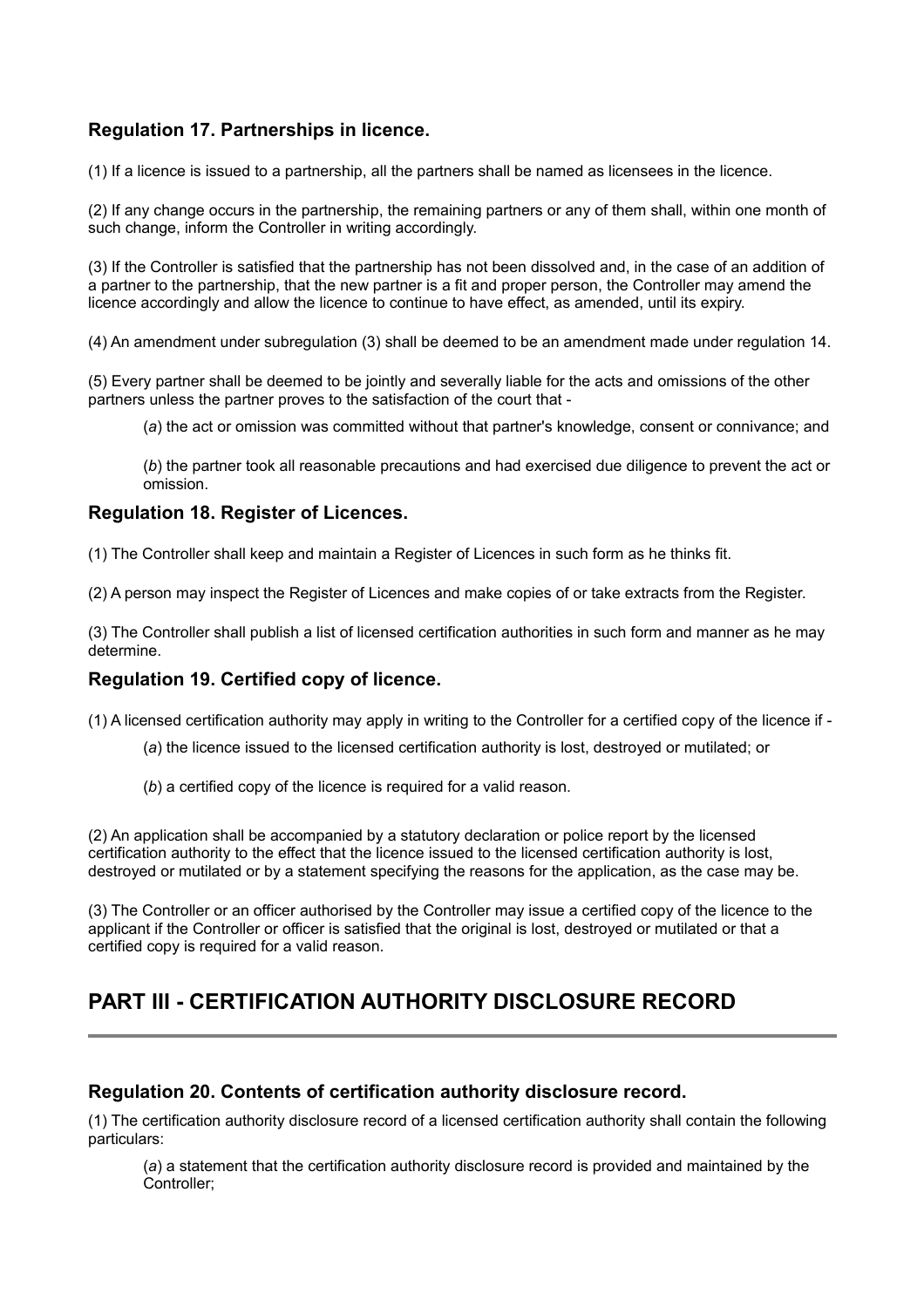### Regulation 17. Partnerships in licence.

(1) If a licence is issued to a partnership, all the partners shall be named as licensees in the licence.

(2) If any change occurs in the partnership, the remaining partners or any of them shall, within one month of such change, inform the Controller in writing accordingly.

(3) If the Controller is satisfied that the partnership has not been dissolved and, in the case of an addition of a partner to the partnership, that the new partner is a fit and proper person, the Controller may amend the licence accordingly and allow the licence to continue to have effect, as amended, until its expiry.

(4) An amendment under subregulation (3) shall be deemed to be an amendment made under regulation 14.

(5) Every partner shall be deemed to be jointly and severally liable for the acts and omissions of the other partners unless the partner proves to the satisfaction of the court that -

(*a*) the act or omission was committed without that partner's knowledge, consent or connivance; and

(*b*) the partner took all reasonable precautions and had exercised due diligence to prevent the act or omission.

### Regulation 18. Register of Licences.

(1) The Controller shall keep and maintain a Register of Licences in such form as he thinks fit.

(2) A person may inspect the Register of Licences and make copies of or take extracts from the Register.

(3) The Controller shall publish a list of licensed certification authorities in such form and manner as he may determine.

### Regulation 19. Certified copy of licence.

(1) A licensed certification authority may apply in writing to the Controller for a certified copy of the licence if -

(*a*) the licence issued to the licensed certification authority is lost, destroyed or mutilated; or

(*b*) a certified copy of the licence is required for a valid reason.

(2) An application shall be accompanied by a statutory declaration or police report by the licensed certification authority to the effect that the licence issued to the licensed certification authority is lost, destroyed or mutilated or by a statement specifying the reasons for the application, as the case may be.

(3) The Controller or an officer authorised by the Controller may issue a certified copy of the licence to the applicant if the Controller or officer is satisfied that the original is lost, destroyed or mutilated or that a certified copy is required for a valid reason.

## PART III - CERTIFICATION AUTHORITY DISCLOSURE RECORD

### Regulation 20. Contents of certification authority disclosure record.

(1) The certification authority disclosure record of a licensed certification authority shall contain the following particulars:

(*a*) a statement that the certification authority disclosure record is provided and maintained by the Controller;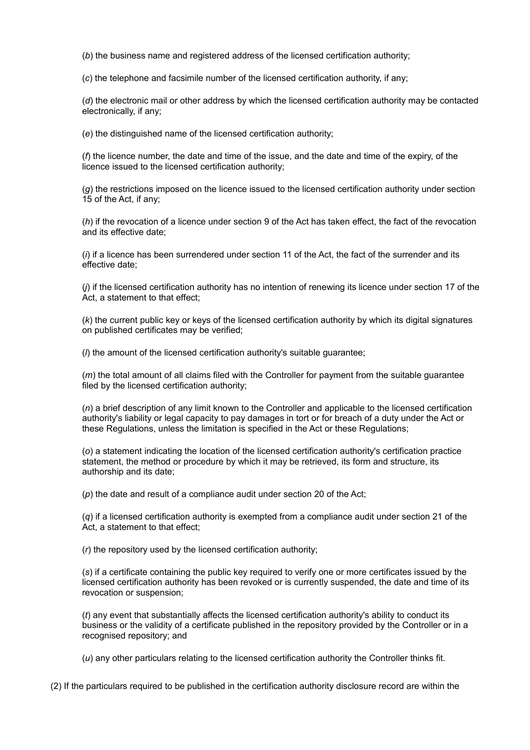(*b*) the business name and registered address of the licensed certification authority;

(*c*) the telephone and facsimile number of the licensed certification authority, if any;

(*d*) the electronic mail or other address by which the licensed certification authority may be contacted electronically, if any;

(*e*) the distinguished name of the licensed certification authority;

(*f*) the licence number, the date and time of the issue, and the date and time of the expiry, of the licence issued to the licensed certification authority;

(*g*) the restrictions imposed on the licence issued to the licensed certification authority under section 15 of the Act, if any;

(*h*) if the revocation of a licence under section 9 of the Act has taken effect, the fact of the revocation and its effective date;

(*i*) if a licence has been surrendered under section 11 of the Act, the fact of the surrender and its effective date;

(*j*) if the licensed certification authority has no intention of renewing its licence under section 17 of the Act, a statement to that effect;

(*k*) the current public key or keys of the licensed certification authority by which its digital signatures on published certificates may be verified;

(*l*) the amount of the licensed certification authority's suitable guarantee;

(*m*) the total amount of all claims filed with the Controller for payment from the suitable guarantee filed by the licensed certification authority;

(*n*) a brief description of any limit known to the Controller and applicable to the licensed certification authority's liability or legal capacity to pay damages in tort or for breach of a duty under the Act or these Regulations, unless the limitation is specified in the Act or these Regulations;

(*o*) a statement indicating the location of the licensed certification authority's certification practice statement, the method or procedure by which it may be retrieved, its form and structure, its authorship and its date;

(*p*) the date and result of a compliance audit under section 20 of the Act;

(*q*) if a licensed certification authority is exempted from a compliance audit under section 21 of the Act, a statement to that effect;

(*r*) the repository used by the licensed certification authority;

(*s*) if a certificate containing the public key required to verify one or more certificates issued by the licensed certification authority has been revoked or is currently suspended, the date and time of its revocation or suspension;

(*t*) any event that substantially affects the licensed certification authority's ability to conduct its business or the validity of a certificate published in the repository provided by the Controller or in a recognised repository; and

(*u*) any other particulars relating to the licensed certification authority the Controller thinks fit.

(2) If the particulars required to be published in the certification authority disclosure record are within the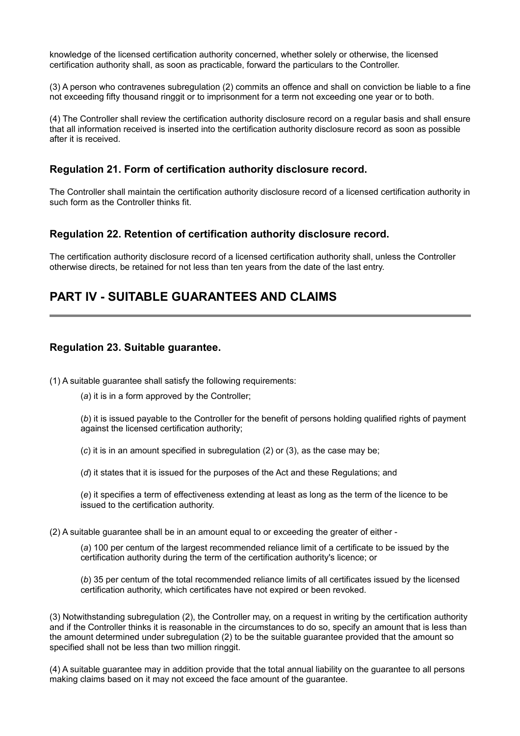knowledge of the licensed certification authority concerned, whether solely or otherwise, the licensed certification authority shall, as soon as practicable, forward the particulars to the Controller.

(3) A person who contravenes subregulation (2) commits an offence and shall on conviction be liable to a fine not exceeding fifty thousand ringgit or to imprisonment for a term not exceeding one year or to both.

(4) The Controller shall review the certification authority disclosure record on a regular basis and shall ensure that all information received is inserted into the certification authority disclosure record as soon as possible after it is received.

### Regulation 21. Form of certification authority disclosure record.

The Controller shall maintain the certification authority disclosure record of a licensed certification authority in such form as the Controller thinks fit.

### Regulation 22. Retention of certification authority disclosure record.

The certification authority disclosure record of a licensed certification authority shall, unless the Controller otherwise directs, be retained for not less than ten years from the date of the last entry.

## PART IV - SUITABLE GUARANTEES AND CLAIMS

### Regulation 23. Suitable guarantee.

(1) A suitable guarantee shall satisfy the following requirements:

(*a*) it is in a form approved by the Controller;

(*b*) it is issued payable to the Controller for the benefit of persons holding qualified rights of payment against the licensed certification authority;

(*c*) it is in an amount specified in subregulation (2) or (3), as the case may be;

(*d*) it states that it is issued for the purposes of the Act and these Regulations; and

(*e*) it specifies a term of effectiveness extending at least as long as the term of the licence to be issued to the certification authority.

(2) A suitable guarantee shall be in an amount equal to or exceeding the greater of either -

(*a*) 100 per centum of the largest recommended reliance limit of a certificate to be issued by the certification authority during the term of the certification authority's licence; or

(*b*) 35 per centum of the total recommended reliance limits of all certificates issued by the licensed certification authority, which certificates have not expired or been revoked.

(3) Notwithstanding subregulation (2), the Controller may, on a request in writing by the certification authority and if the Controller thinks it is reasonable in the circumstances to do so, specify an amount that is less than the amount determined under subregulation (2) to be the suitable guarantee provided that the amount so specified shall not be less than two million ringgit.

(4) A suitable guarantee may in addition provide that the total annual liability on the guarantee to all persons making claims based on it may not exceed the face amount of the guarantee.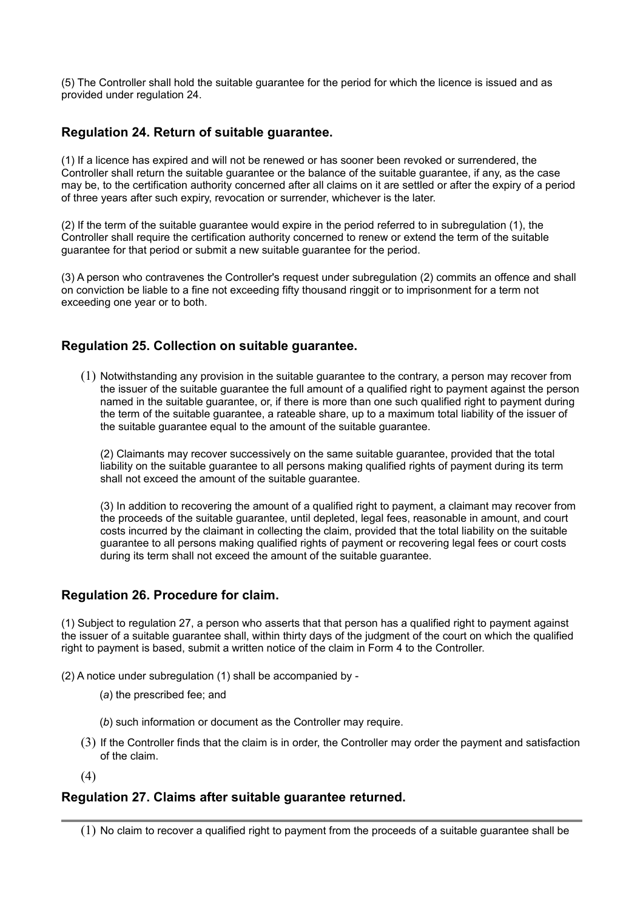(5) The Controller shall hold the suitable guarantee for the period for which the licence is issued and as provided under regulation 24.

## Regulation 24. Return of suitable guarantee.

(1) If a licence has expired and will not be renewed or has sooner been revoked or surrendered, the Controller shall return the suitable guarantee or the balance of the suitable guarantee, if any, as the case may be, to the certification authority concerned after all claims on it are settled or after the expiry of a period of three years after such expiry, revocation or surrender, whichever is the later.

(2) If the term of the suitable guarantee would expire in the period referred to in subregulation (1), the Controller shall require the certification authority concerned to renew or extend the term of the suitable guarantee for that period or submit a new suitable guarantee for the period.

(3) A person who contravenes the Controller's request under subregulation (2) commits an offence and shall on conviction be liable to a fine not exceeding fifty thousand ringgit or to imprisonment for a term not exceeding one year or to both.

## Regulation 25. Collection on suitable guarantee.

(1) Notwithstanding any provision in the suitable guarantee to the contrary, a person may recover from the issuer of the suitable guarantee the full amount of a qualified right to payment against the person named in the suitable guarantee, or, if there is more than one such qualified right to payment during the term of the suitable guarantee, a rateable share, up to a maximum total liability of the issuer of the suitable guarantee equal to the amount of the suitable guarantee.

(2) Claimants may recover successively on the same suitable guarantee, provided that the total liability on the suitable guarantee to all persons making qualified rights of payment during its term shall not exceed the amount of the suitable guarantee.

(3) In addition to recovering the amount of a qualified right to payment, a claimant may recover from the proceeds of the suitable guarantee, until depleted, legal fees, reasonable in amount, and court costs incurred by the claimant in collecting the claim, provided that the total liability on the suitable guarantee to all persons making qualified rights of payment or recovering legal fees or court costs during its term shall not exceed the amount of the suitable guarantee.

## Regulation 26. Procedure for claim.

(1) Subject to regulation 27, a person who asserts that that person has a qualified right to payment against the issuer of a suitable guarantee shall, within thirty days of the judgment of the court on which the qualified right to payment is based, submit a written notice of the claim in Form 4 to the Controller.

(2) A notice under subregulation (1) shall be accompanied by -

(*a*) the prescribed fee; and

(*b*) such information or document as the Controller may require.

(3) If the Controller finds that the claim is in order, the Controller may order the payment and satisfaction of the claim.

(4)

## Regulation 27. Claims after suitable guarantee returned.

(1) No claim to recover a qualified right to payment from the proceeds of a suitable guarantee shall be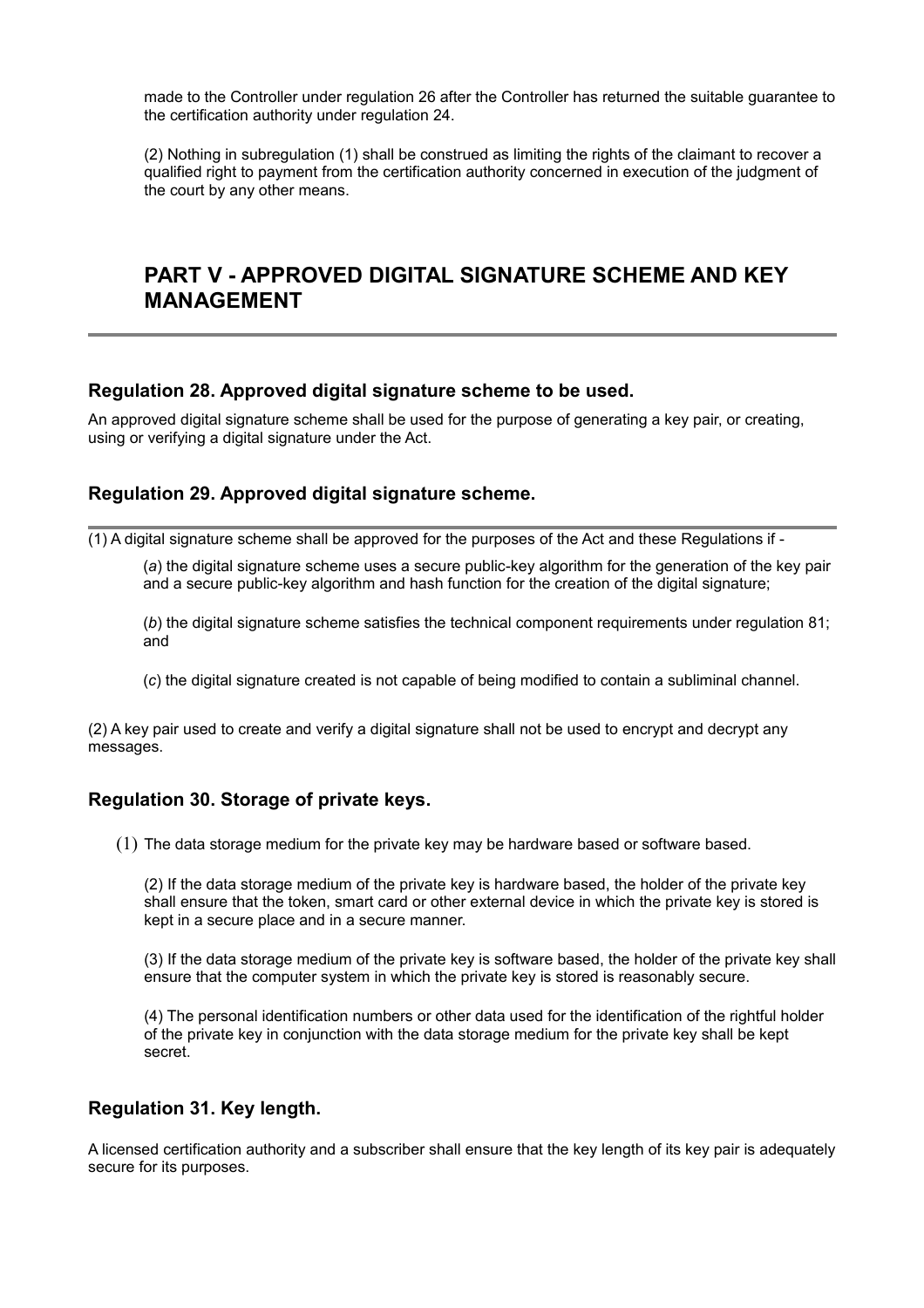made to the Controller under regulation 26 after the Controller has returned the suitable guarantee to the certification authority under regulation 24.

(2) Nothing in subregulation (1) shall be construed as limiting the rights of the claimant to recover a qualified right to payment from the certification authority concerned in execution of the judgment of the court by any other means.

## PART V - APPROVED DIGITAL SIGNATURE SCHEME AND KEY MANAGEMENT

### Regulation 28. Approved digital signature scheme to be used.

An approved digital signature scheme shall be used for the purpose of generating a key pair, or creating, using or verifying a digital signature under the Act.

### Regulation 29. Approved digital signature scheme.

(1) A digital signature scheme shall be approved for the purposes of the Act and these Regulations if -

(*a*) the digital signature scheme uses a secure public-key algorithm for the generation of the key pair and a secure public-key algorithm and hash function for the creation of the digital signature;

(*b*) the digital signature scheme satisfies the technical component requirements under regulation 81; and

(*c*) the digital signature created is not capable of being modified to contain a subliminal channel.

(2) A key pair used to create and verify a digital signature shall not be used to encrypt and decrypt any messages.

### Regulation 30. Storage of private keys.

(1) The data storage medium for the private key may be hardware based or software based.

(2) If the data storage medium of the private key is hardware based, the holder of the private key shall ensure that the token, smart card or other external device in which the private key is stored is kept in a secure place and in a secure manner.

(3) If the data storage medium of the private key is software based, the holder of the private key shall ensure that the computer system in which the private key is stored is reasonably secure.

(4) The personal identification numbers or other data used for the identification of the rightful holder of the private key in conjunction with the data storage medium for the private key shall be kept secret.

### Regulation 31. Key length.

A licensed certification authority and a subscriber shall ensure that the key length of its key pair is adequately secure for its purposes.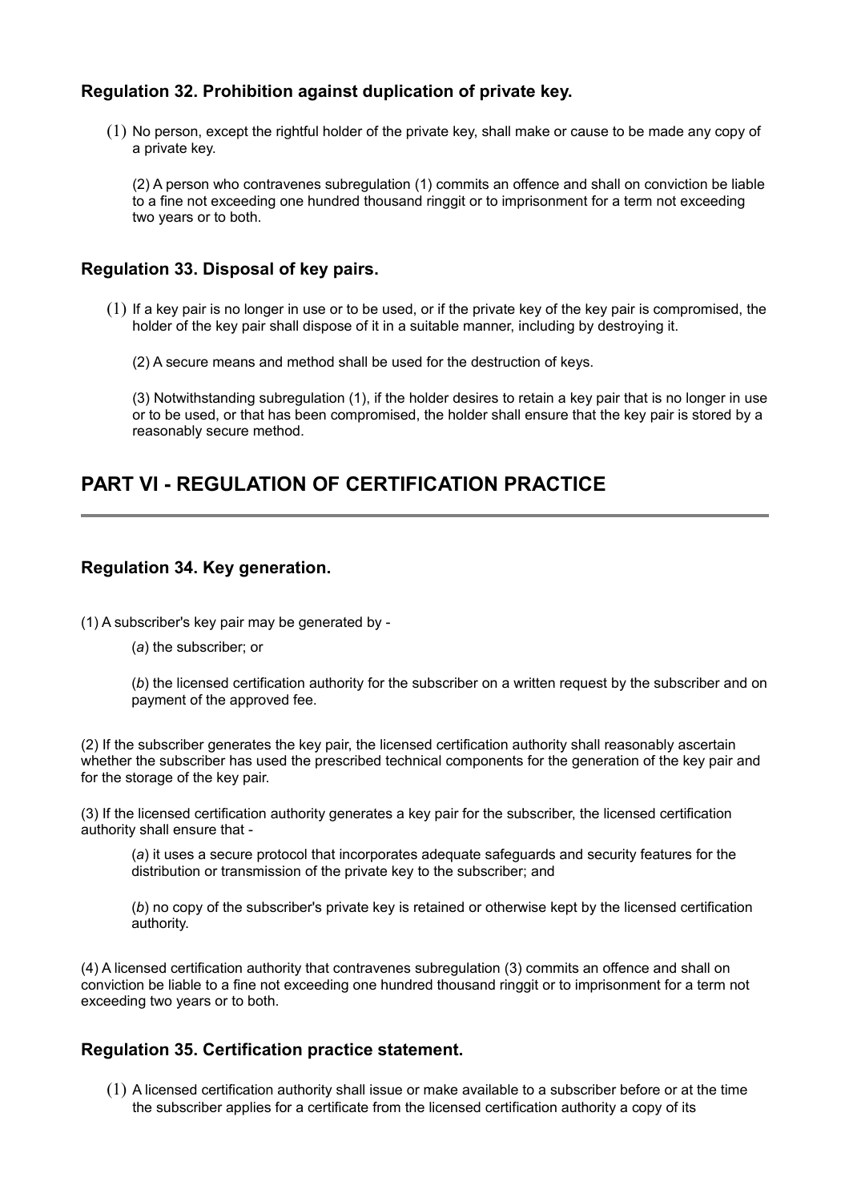### Regulation 32. Prohibition against duplication of private key.

(1) No person, except the rightful holder of the private key, shall make or cause to be made any copy of a private key.

(2) A person who contravenes subregulation (1) commits an offence and shall on conviction be liable to a fine not exceeding one hundred thousand ringgit or to imprisonment for a term not exceeding two years or to both.

### Regulation 33. Disposal of key pairs.

(1) If a key pair is no longer in use or to be used, or if the private key of the key pair is compromised, the holder of the key pair shall dispose of it in a suitable manner, including by destroying it.

(2) A secure means and method shall be used for the destruction of keys.

(3) Notwithstanding subregulation (1), if the holder desires to retain a key pair that is no longer in use or to be used, or that has been compromised, the holder shall ensure that the key pair is stored by a reasonably secure method.

## PART VI - REGULATION OF CERTIFICATION PRACTICE

### Regulation 34. Key generation.

(1) A subscriber's key pair may be generated by -

(*a*) the subscriber; or

(*b*) the licensed certification authority for the subscriber on a written request by the subscriber and on payment of the approved fee.

(2) If the subscriber generates the key pair, the licensed certification authority shall reasonably ascertain whether the subscriber has used the prescribed technical components for the generation of the key pair and for the storage of the key pair.

(3) If the licensed certification authority generates a key pair for the subscriber, the licensed certification authority shall ensure that -

(*a*) it uses a secure protocol that incorporates adequate safeguards and security features for the distribution or transmission of the private key to the subscriber; and

(*b*) no copy of the subscriber's private key is retained or otherwise kept by the licensed certification authority.

(4) A licensed certification authority that contravenes subregulation (3) commits an offence and shall on conviction be liable to a fine not exceeding one hundred thousand ringgit or to imprisonment for a term not exceeding two years or to both.

### Regulation 35. Certification practice statement.

(1) A licensed certification authority shall issue or make available to a subscriber before or at the time the subscriber applies for a certificate from the licensed certification authority a copy of its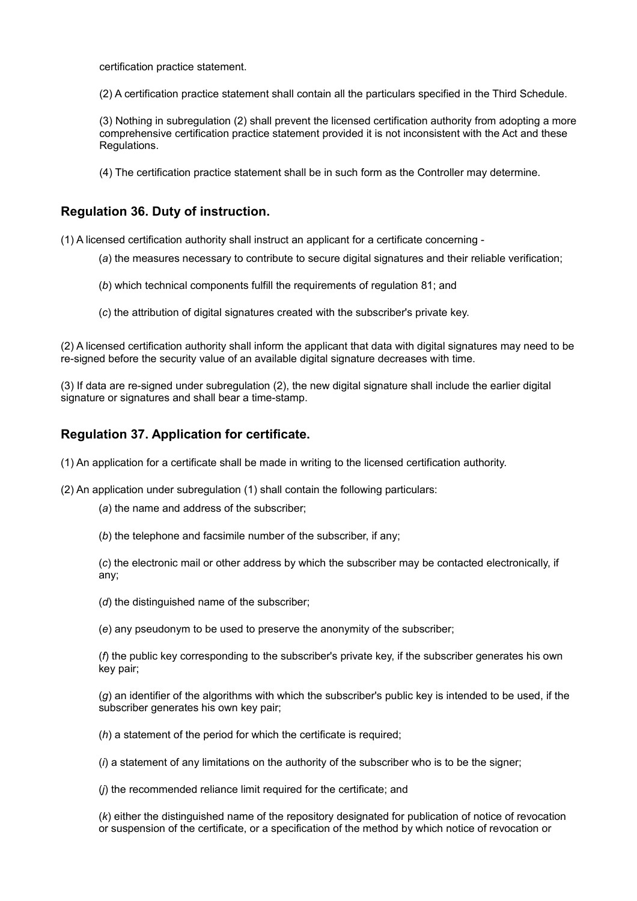certification practice statement.

(2) A certification practice statement shall contain all the particulars specified in the Third Schedule.

(3) Nothing in subregulation (2) shall prevent the licensed certification authority from adopting a more comprehensive certification practice statement provided it is not inconsistent with the Act and these Regulations.

(4) The certification practice statement shall be in such form as the Controller may determine.

## Regulation 36. Duty of instruction.

(1) A licensed certification authority shall instruct an applicant for a certificate concerning -

(*a*) the measures necessary to contribute to secure digital signatures and their reliable verification;

(*b*) which technical components fulfill the requirements of regulation 81; and

(*c*) the attribution of digital signatures created with the subscriber's private key.

(2) A licensed certification authority shall inform the applicant that data with digital signatures may need to be re-signed before the security value of an available digital signature decreases with time.

(3) If data are re-signed under subregulation (2), the new digital signature shall include the earlier digital signature or signatures and shall bear a time-stamp.

## Regulation 37. Application for certificate.

(1) An application for a certificate shall be made in writing to the licensed certification authority.

(2) An application under subregulation (1) shall contain the following particulars:

(*a*) the name and address of the subscriber;

(*b*) the telephone and facsimile number of the subscriber, if any;

(*c*) the electronic mail or other address by which the subscriber may be contacted electronically, if any;

(*d*) the distinguished name of the subscriber;

(*e*) any pseudonym to be used to preserve the anonymity of the subscriber;

(*f*) the public key corresponding to the subscriber's private key, if the subscriber generates his own key pair;

(*g*) an identifier of the algorithms with which the subscriber's public key is intended to be used, if the subscriber generates his own key pair;

(*h*) a statement of the period for which the certificate is required;

(*i*) a statement of any limitations on the authority of the subscriber who is to be the signer;

(*j*) the recommended reliance limit required for the certificate; and

(*k*) either the distinguished name of the repository designated for publication of notice of revocation or suspension of the certificate, or a specification of the method by which notice of revocation or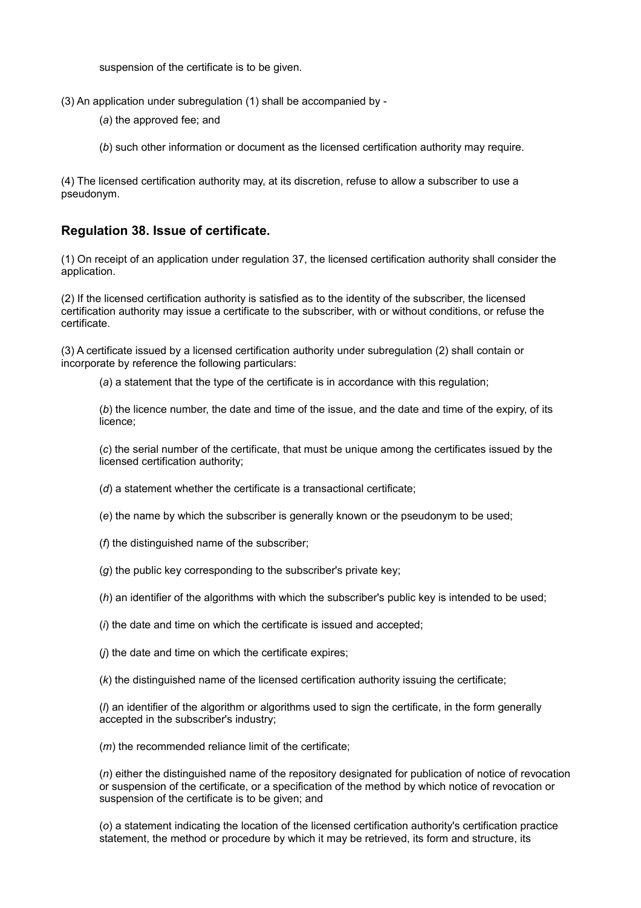suspension of the certificate is to be given.

(3) An application under subregulation (1) shall be accompanied by -

(*a*) the approved fee; and

(*b*) such other information or document as the licensed certification authority may require.

(4) The licensed certification authority may, at its discretion, refuse to allow a subscriber to use a pseudonym.

## Regulation 38. Issue of certificate.

(1) On receipt of an application under regulation 37, the licensed certification authority shall consider the application.

(2) If the licensed certification authority is satisfied as to the identity of the subscriber, the licensed certification authority may issue a certificate to the subscriber, with or without conditions, or refuse the certificate.

(3) A certificate issued by a licensed certification authority under subregulation (2) shall contain or incorporate by reference the following particulars:

(*a*) a statement that the type of the certificate is in accordance with this regulation;

(*b*) the licence number, the date and time of the issue, and the date and time of the expiry, of its licence;

(*c*) the serial number of the certificate, that must be unique among the certificates issued by the licensed certification authority;

(*d*) a statement whether the certificate is a transactional certificate;

(*e*) the name by which the subscriber is generally known or the pseudonym to be used;

(*f*) the distinguished name of the subscriber;

(*g*) the public key corresponding to the subscriber's private key;

(*h*) an identifier of the algorithms with which the subscriber's public key is intended to be used;

(*i*) the date and time on which the certificate is issued and accepted;

(*j*) the date and time on which the certificate expires;

(*k*) the distinguished name of the licensed certification authority issuing the certificate;

(*l*) an identifier of the algorithm or algorithms used to sign the certificate, in the form generally accepted in the subscriber's industry;

(*m*) the recommended reliance limit of the certificate;

(*n*) either the distinguished name of the repository designated for publication of notice of revocation or suspension of the certificate, or a specification of the method by which notice of revocation or suspension of the certificate is to be given; and

(*o*) a statement indicating the location of the licensed certification authority's certification practice statement, the method or procedure by which it may be retrieved, its form and structure, its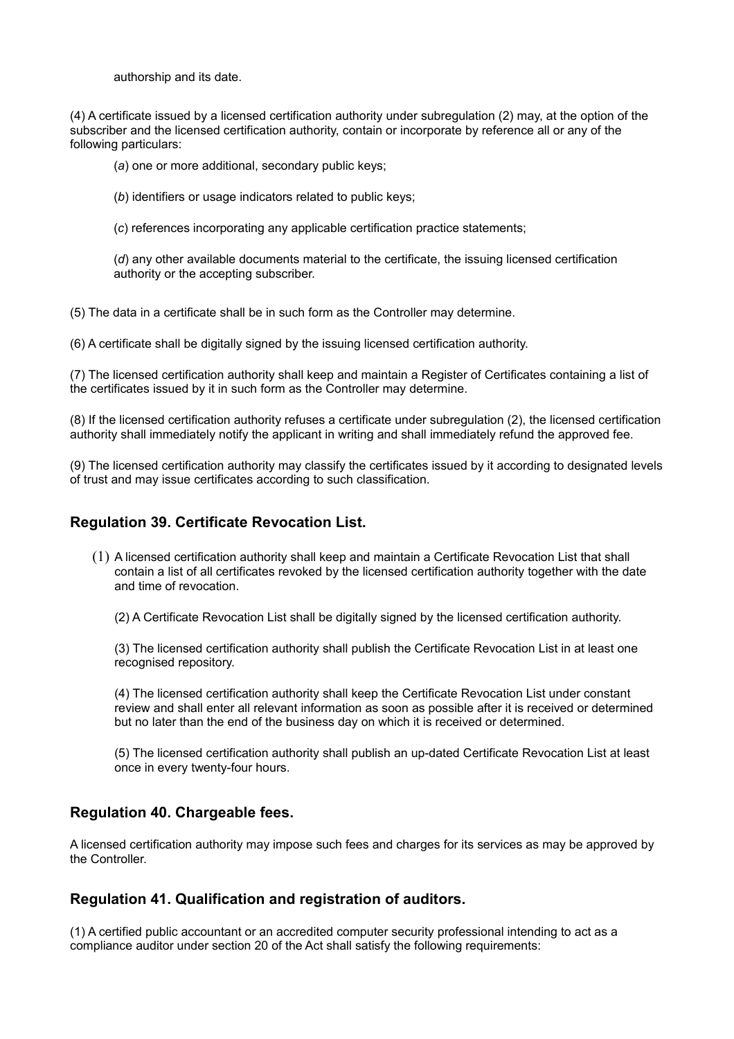authorship and its date.

(4) A certificate issued by a licensed certification authority under subregulation (2) may, at the option of the subscriber and the licensed certification authority, contain or incorporate by reference all or any of the following particulars:

(*a*) one or more additional, secondary public keys;

(*b*) identifiers or usage indicators related to public keys;

(*c*) references incorporating any applicable certification practice statements;

(*d*) any other available documents material to the certificate, the issuing licensed certification authority or the accepting subscriber.

(5) The data in a certificate shall be in such form as the Controller may determine.

(6) A certificate shall be digitally signed by the issuing licensed certification authority.

(7) The licensed certification authority shall keep and maintain a Register of Certificates containing a list of the certificates issued by it in such form as the Controller may determine.

(8) If the licensed certification authority refuses a certificate under subregulation (2), the licensed certification authority shall immediately notify the applicant in writing and shall immediately refund the approved fee.

(9) The licensed certification authority may classify the certificates issued by it according to designated levels of trust and may issue certificates according to such classification.

### Regulation 39. Certificate Revocation List.

(1) A licensed certification authority shall keep and maintain a Certificate Revocation List that shall contain a list of all certificates revoked by the licensed certification authority together with the date and time of revocation.

(2) A Certificate Revocation List shall be digitally signed by the licensed certification authority.

(3) The licensed certification authority shall publish the Certificate Revocation List in at least one recognised repository.

(4) The licensed certification authority shall keep the Certificate Revocation List under constant review and shall enter all relevant information as soon as possible after it is received or determined but no later than the end of the business day on which it is received or determined.

(5) The licensed certification authority shall publish an up-dated Certificate Revocation List at least once in every twenty-four hours.

### Regulation 40. Chargeable fees.

A licensed certification authority may impose such fees and charges for its services as may be approved by the Controller.

### Regulation 41. Qualification and registration of auditors.

(1) A certified public accountant or an accredited computer security professional intending to act as a compliance auditor under section 20 of the Act shall satisfy the following requirements: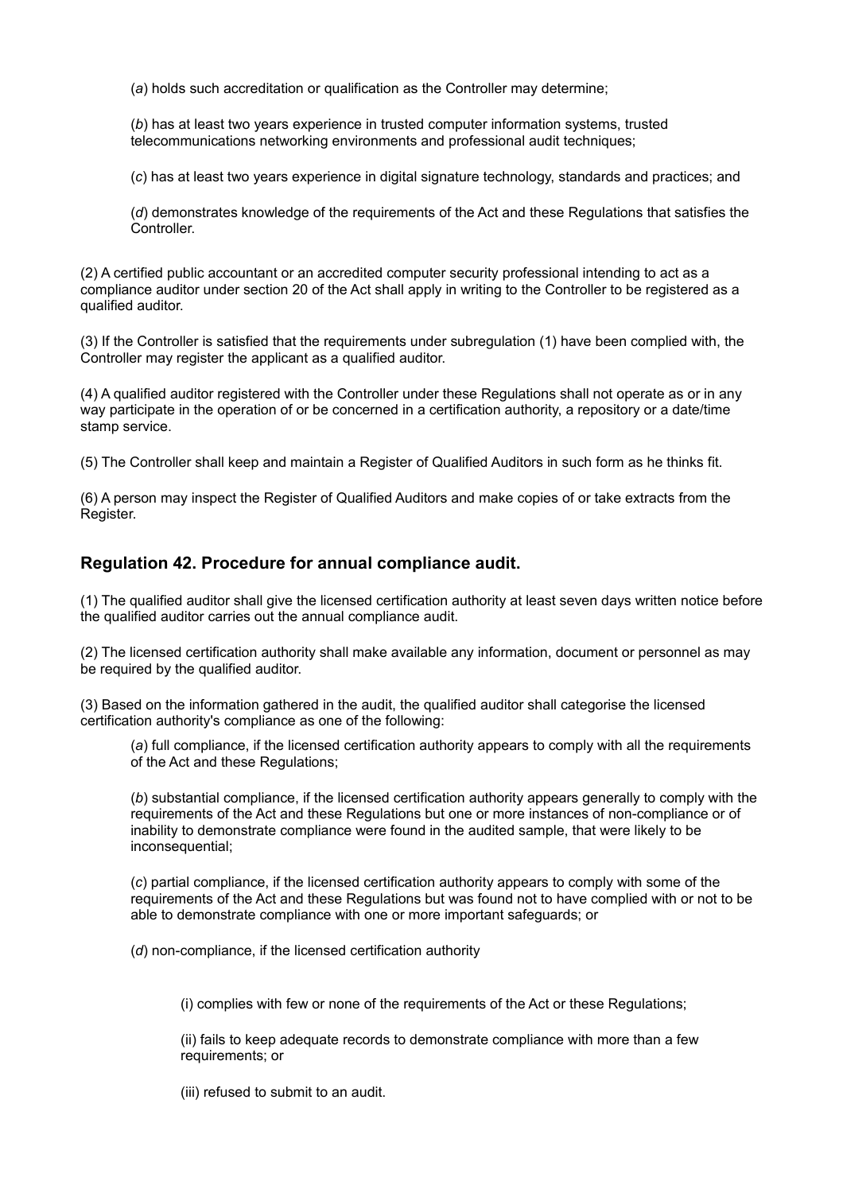(*a*) holds such accreditation or qualification as the Controller may determine;

(*b*) has at least two years experience in trusted computer information systems, trusted telecommunications networking environments and professional audit techniques;

(*c*) has at least two years experience in digital signature technology, standards and practices; and

(*d*) demonstrates knowledge of the requirements of the Act and these Regulations that satisfies the Controller.

(2) A certified public accountant or an accredited computer security professional intending to act as a compliance auditor under section 20 of the Act shall apply in writing to the Controller to be registered as a qualified auditor.

(3) If the Controller is satisfied that the requirements under subregulation (1) have been complied with, the Controller may register the applicant as a qualified auditor.

(4) A qualified auditor registered with the Controller under these Regulations shall not operate as or in any way participate in the operation of or be concerned in a certification authority, a repository or a date/time stamp service.

(5) The Controller shall keep and maintain a Register of Qualified Auditors in such form as he thinks fit.

(6) A person may inspect the Register of Qualified Auditors and make copies of or take extracts from the Register.

## Regulation 42. Procedure for annual compliance audit.

(1) The qualified auditor shall give the licensed certification authority at least seven days written notice before the qualified auditor carries out the annual compliance audit.

(2) The licensed certification authority shall make available any information, document or personnel as may be required by the qualified auditor.

(3) Based on the information gathered in the audit, the qualified auditor shall categorise the licensed certification authority's compliance as one of the following:

(*a*) full compliance, if the licensed certification authority appears to comply with all the requirements of the Act and these Regulations;

(*b*) substantial compliance, if the licensed certification authority appears generally to comply with the requirements of the Act and these Regulations but one or more instances of non-compliance or of inability to demonstrate compliance were found in the audited sample, that were likely to be inconsequential;

(*c*) partial compliance, if the licensed certification authority appears to comply with some of the requirements of the Act and these Regulations but was found not to have complied with or not to be able to demonstrate compliance with one or more important safeguards; or

(*d*) non-compliance, if the licensed certification authority

(i) complies with few or none of the requirements of the Act or these Regulations;

(ii) fails to keep adequate records to demonstrate compliance with more than a few requirements; or

(iii) refused to submit to an audit.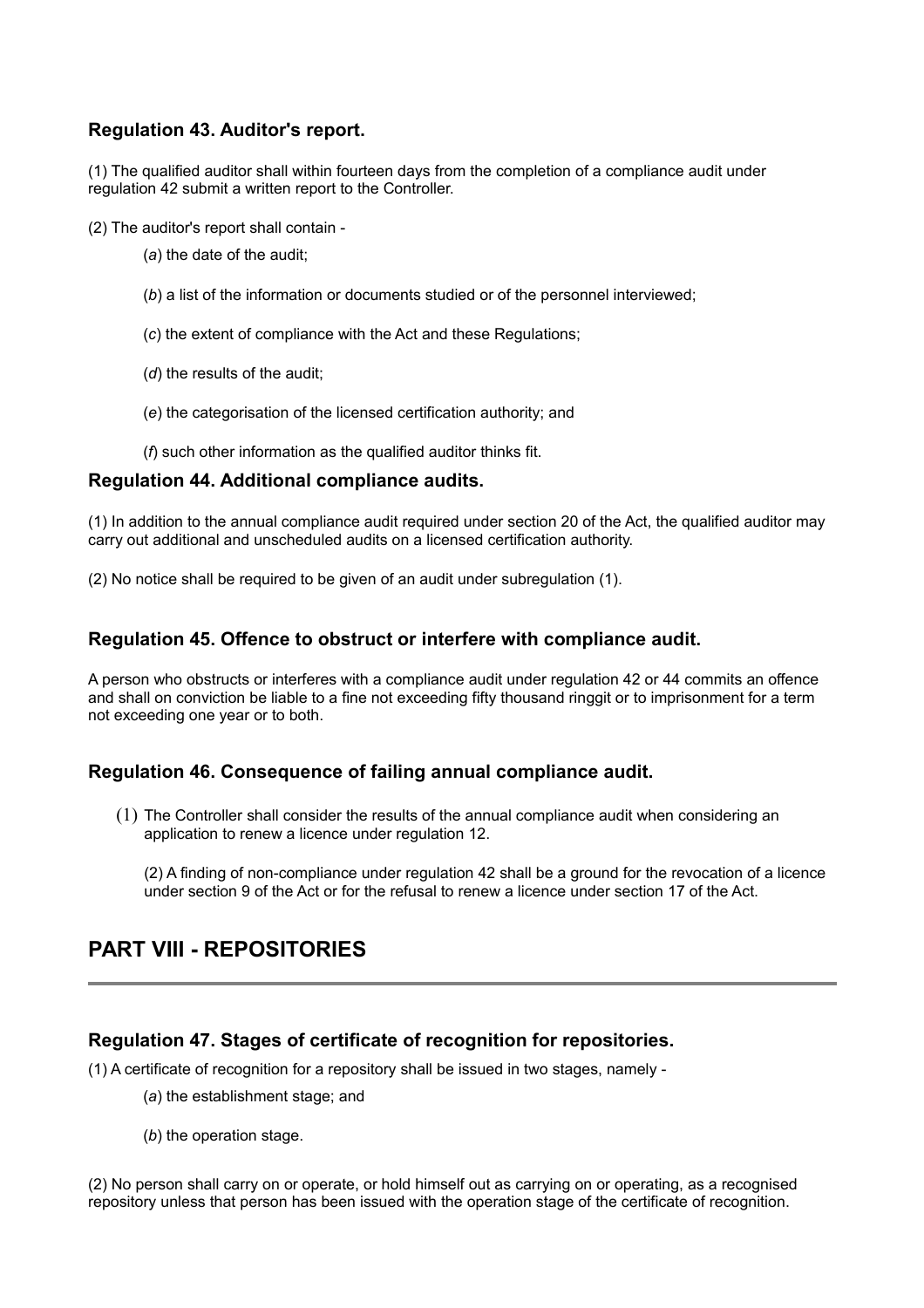### Regulation 43. Auditor's report.

(1) The qualified auditor shall within fourteen days from the completion of a compliance audit under regulation 42 submit a written report to the Controller.

(2) The auditor's report shall contain -

(*a*) the date of the audit;

(*b*) a list of the information or documents studied or of the personnel interviewed;

(*c*) the extent of compliance with the Act and these Regulations;

(*d*) the results of the audit;

(*e*) the categorisation of the licensed certification authority; and

(*f*) such other information as the qualified auditor thinks fit.

### Regulation 44. Additional compliance audits.

(1) In addition to the annual compliance audit required under section 20 of the Act, the qualified auditor may carry out additional and unscheduled audits on a licensed certification authority.

(2) No notice shall be required to be given of an audit under subregulation (1).

### Regulation 45. Offence to obstruct or interfere with compliance audit.

A person who obstructs or interferes with a compliance audit under regulation 42 or 44 commits an offence and shall on conviction be liable to a fine not exceeding fifty thousand ringgit or to imprisonment for a term not exceeding one year or to both.

### Regulation 46. Consequence of failing annual compliance audit.

(1) The Controller shall consider the results of the annual compliance audit when considering an application to renew a licence under regulation 12.

(2) A finding of non-compliance under regulation 42 shall be a ground for the revocation of a licence under section 9 of the Act or for the refusal to renew a licence under section 17 of the Act.

## PART VIII - REPOSITORIES

### Regulation 47. Stages of certificate of recognition for repositories.

(1) A certificate of recognition for a repository shall be issued in two stages, namely -

(*a*) the establishment stage; and

(*b*) the operation stage.

(2) No person shall carry on or operate, or hold himself out as carrying on or operating, as a recognised repository unless that person has been issued with the operation stage of the certificate of recognition.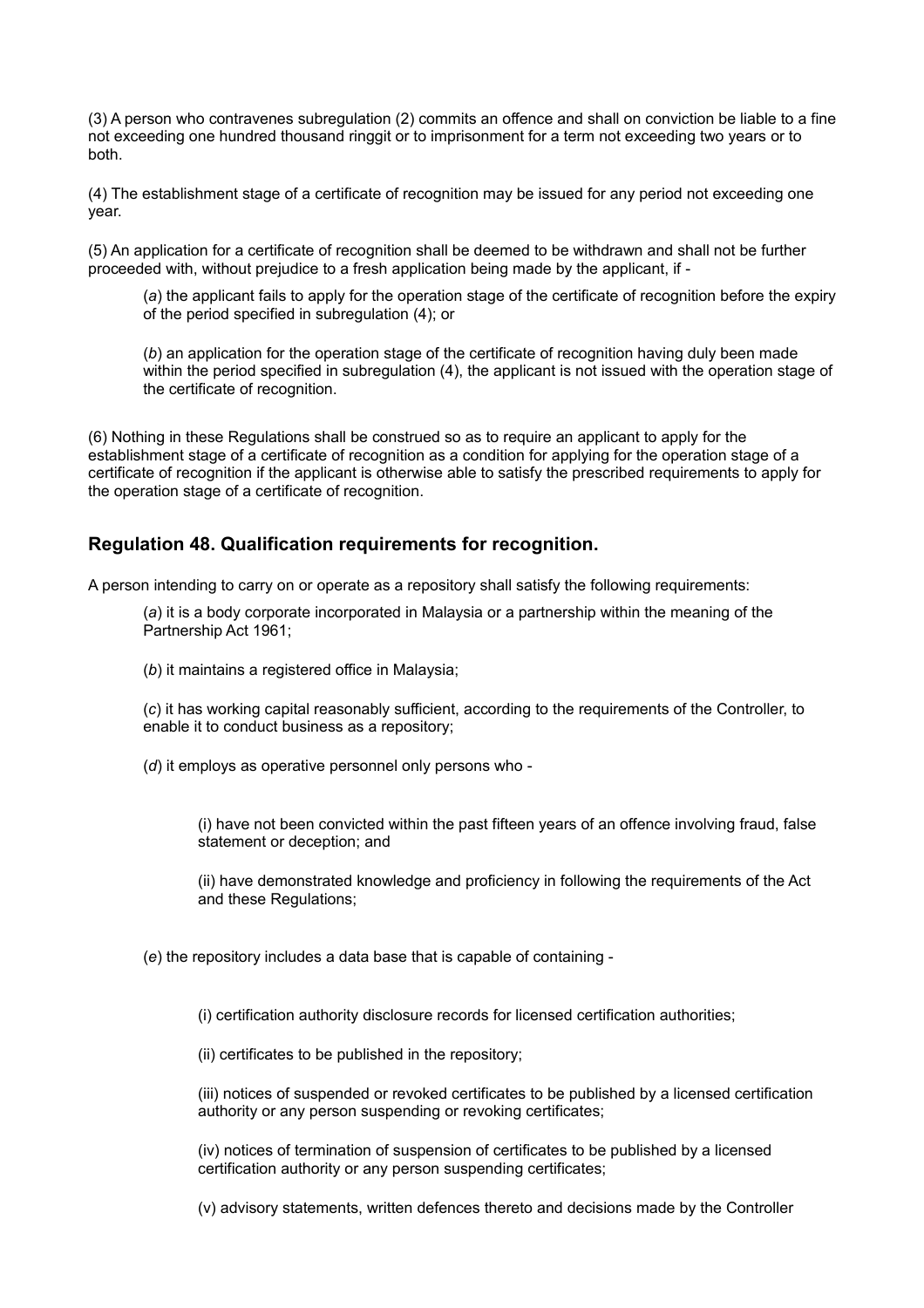(3) A person who contravenes subregulation (2) commits an offence and shall on conviction be liable to a fine not exceeding one hundred thousand ringgit or to imprisonment for a term not exceeding two years or to both.

(4) The establishment stage of a certificate of recognition may be issued for any period not exceeding one year.

(5) An application for a certificate of recognition shall be deemed to be withdrawn and shall not be further proceeded with, without prejudice to a fresh application being made by the applicant, if -

(*a*) the applicant fails to apply for the operation stage of the certificate of recognition before the expiry of the period specified in subregulation (4); or

(*b*) an application for the operation stage of the certificate of recognition having duly been made within the period specified in subregulation (4), the applicant is not issued with the operation stage of the certificate of recognition.

(6) Nothing in these Regulations shall be construed so as to require an applicant to apply for the establishment stage of a certificate of recognition as a condition for applying for the operation stage of a certificate of recognition if the applicant is otherwise able to satisfy the prescribed requirements to apply for the operation stage of a certificate of recognition.

## Regulation 48. Qualification requirements for recognition.

A person intending to carry on or operate as a repository shall satisfy the following requirements:

(*a*) it is a body corporate incorporated in Malaysia or a partnership within the meaning of the Partnership Act 1961;

(*b*) it maintains a registered office in Malaysia;

(*c*) it has working capital reasonably sufficient, according to the requirements of the Controller, to enable it to conduct business as a repository;

(*d*) it employs as operative personnel only persons who -

(i) have not been convicted within the past fifteen years of an offence involving fraud, false statement or deception; and

(ii) have demonstrated knowledge and proficiency in following the requirements of the Act and these Regulations;

(*e*) the repository includes a data base that is capable of containing -

(i) certification authority disclosure records for licensed certification authorities;

(ii) certificates to be published in the repository;

(iii) notices of suspended or revoked certificates to be published by a licensed certification authority or any person suspending or revoking certificates;

(iv) notices of termination of suspension of certificates to be published by a licensed certification authority or any person suspending certificates;

(v) advisory statements, written defences thereto and decisions made by the Controller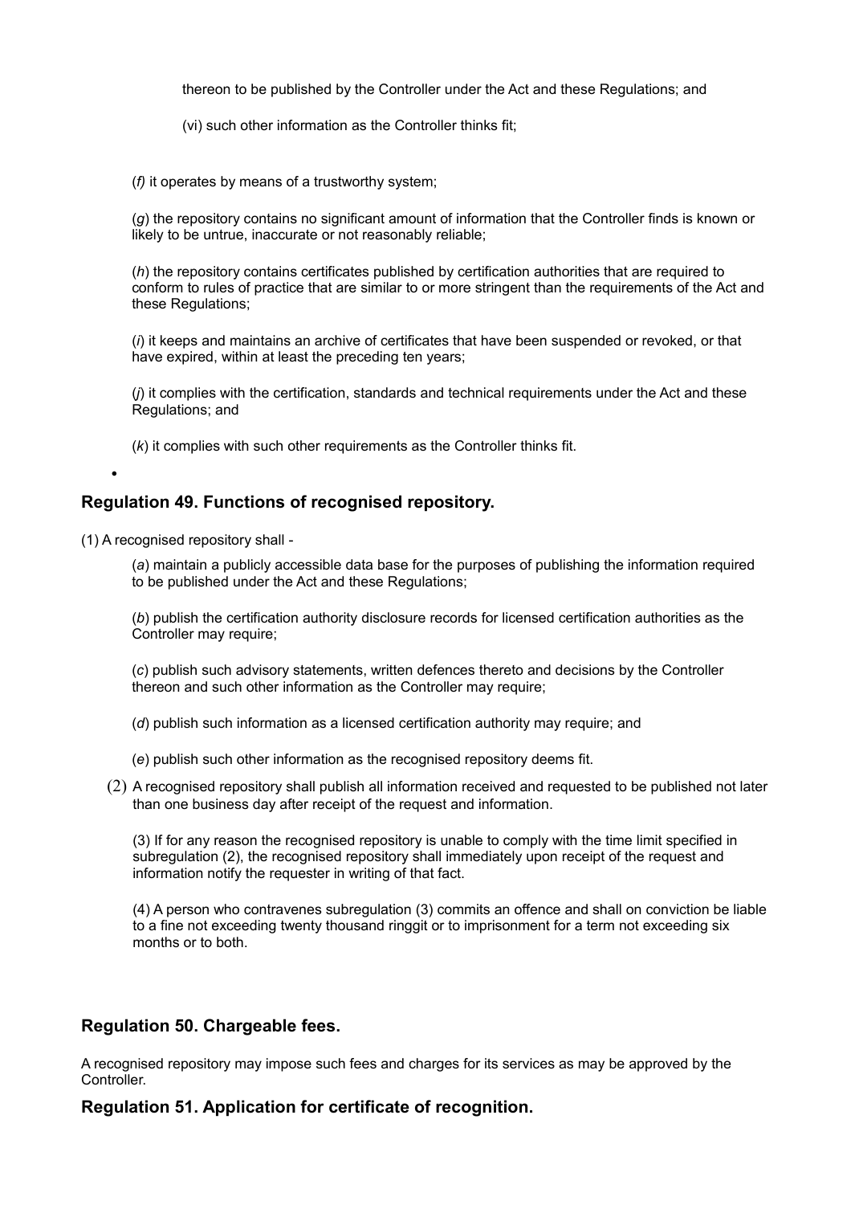thereon to be published by the Controller under the Act and these Regulations; and

(vi) such other information as the Controller thinks fit;

(*f*) it operates by means of a trustworthy system;

(*g*) the repository contains no significant amount of information that the Controller finds is known or likely to be untrue, inaccurate or not reasonably reliable;

(*h*) the repository contains certificates published by certification authorities that are required to conform to rules of practice that are similar to or more stringent than the requirements of the Act and these Regulations;

(*i*) it keeps and maintains an archive of certificates that have been suspended or revoked, or that have expired, within at least the preceding ten years;

(*j*) it complies with the certification, standards and technical requirements under the Act and these Regulations; and

(*k*) it complies with such other requirements as the Controller thinks fit.

### Regulation 49. Functions of recognised repository.

(1) A recognised repository shall -

(*a*) maintain a publicly accessible data base for the purposes of publishing the information required to be published under the Act and these Regulations;

(*b*) publish the certification authority disclosure records for licensed certification authorities as the Controller may require;

(*c*) publish such advisory statements, written defences thereto and decisions by the Controller thereon and such other information as the Controller may require;

(*d*) publish such information as a licensed certification authority may require; and

(*e*) publish such other information as the recognised repository deems fit.

(2) A recognised repository shall publish all information received and requested to be published not later than one business day after receipt of the request and information.

(3) If for any reason the recognised repository is unable to comply with the time limit specified in subregulation (2), the recognised repository shall immediately upon receipt of the request and information notify the requester in writing of that fact.

(4) A person who contravenes subregulation (3) commits an offence and shall on conviction be liable to a fine not exceeding twenty thousand ringgit or to imprisonment for a term not exceeding six months or to both.

### Regulation 50. Chargeable fees.

A recognised repository may impose such fees and charges for its services as may be approved by the Controller.

### Regulation 51. Application for certificate of recognition.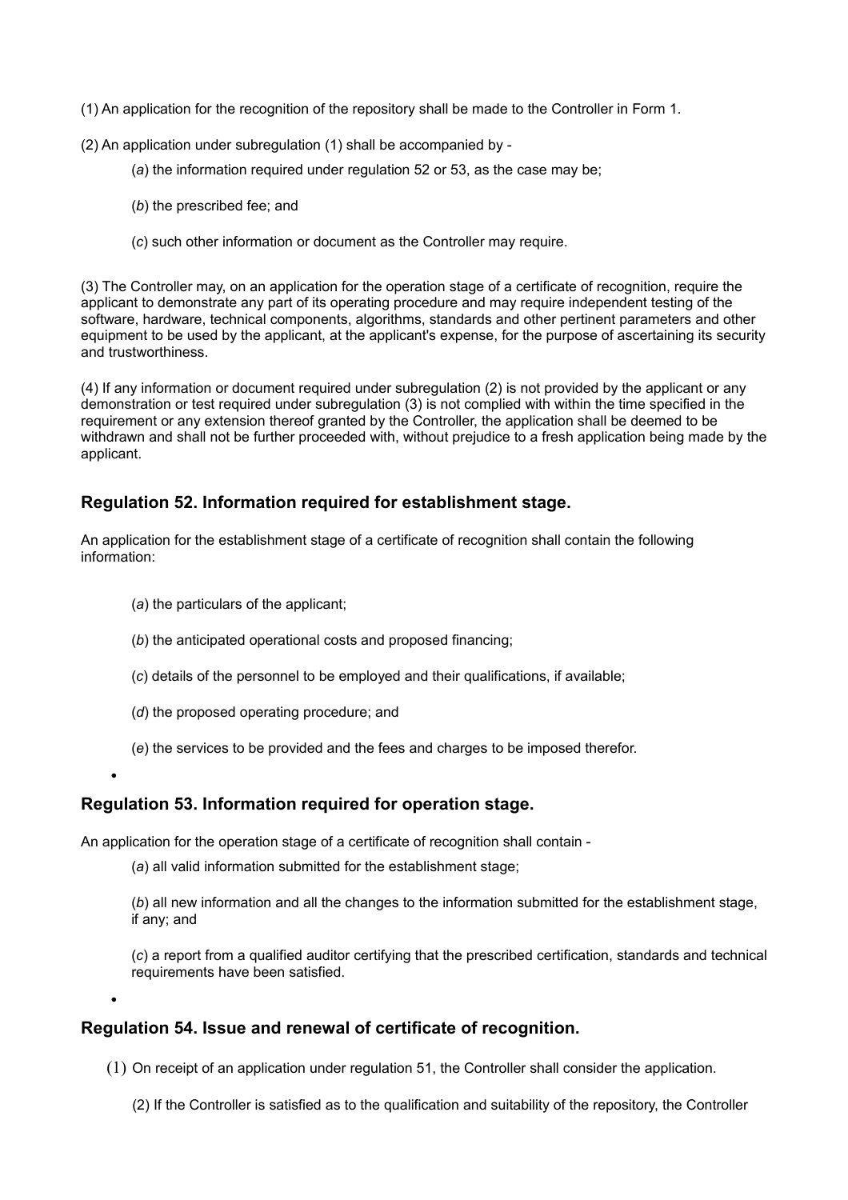(1) An application for the recognition of the repository shall be made to the Controller in Form 1.

(2) An application under subregulation (1) shall be accompanied by -

(*a*) the information required under regulation 52 or 53, as the case may be;

(*b*) the prescribed fee; and

(*c*) such other information or document as the Controller may require.

(3) The Controller may, on an application for the operation stage of a certificate of recognition, require the applicant to demonstrate any part of its operating procedure and may require independent testing of the software, hardware, technical components, algorithms, standards and other pertinent parameters and other equipment to be used by the applicant, at the applicant's expense, for the purpose of ascertaining its security and trustworthiness.

(4) If any information or document required under subregulation (2) is not provided by the applicant or any demonstration or test required under subregulation (3) is not complied with within the time specified in the requirement or any extension thereof granted by the Controller, the application shall be deemed to be withdrawn and shall not be further proceeded with, without prejudice to a fresh application being made by the applicant.

## Regulation 52. Information required for establishment stage.

An application for the establishment stage of a certificate of recognition shall contain the following information:

(*a*) the particulars of the applicant;

(*b*) the anticipated operational costs and proposed financing;

(*c*) details of the personnel to be employed and their qualifications, if available;

(*d*) the proposed operating procedure; and

(*e*) the services to be provided and the fees and charges to be imposed therefor.

## Regulation 53. Information required for operation stage.

An application for the operation stage of a certificate of recognition shall contain -

(*a*) all valid information submitted for the establishment stage;

(*b*) all new information and all the changes to the information submitted for the establishment stage, if any; and

(*c*) a report from a qualified auditor certifying that the prescribed certification, standards and technical requirements have been satisfied.

## Regulation 54. Issue and renewal of certificate of recognition.

(1) On receipt of an application under regulation 51, the Controller shall consider the application.

(2) If the Controller is satisfied as to the qualification and suitability of the repository, the Controller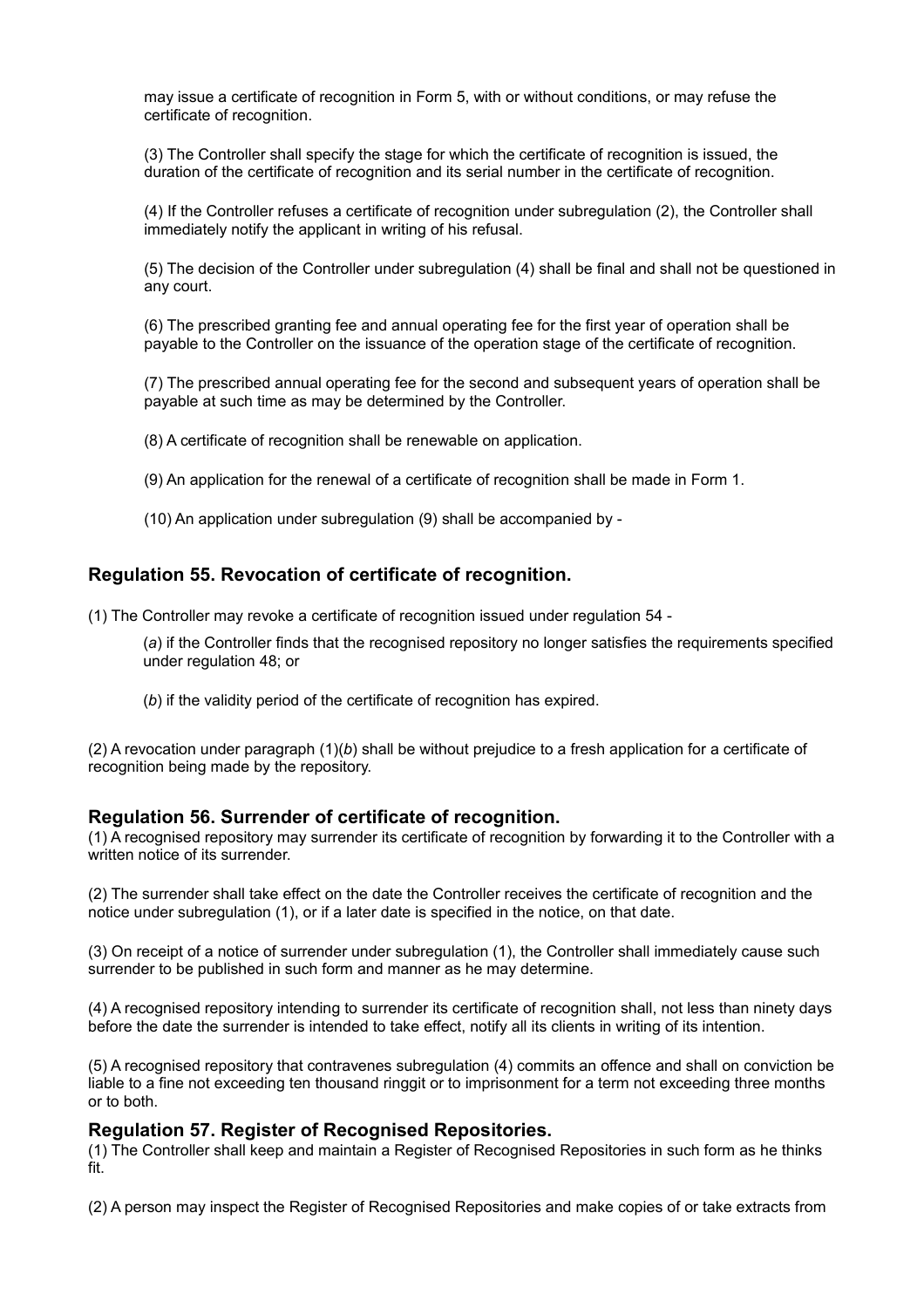may issue a certificate of recognition in Form 5, with or without conditions, or may refuse the certificate of recognition.

(3) The Controller shall specify the stage for which the certificate of recognition is issued, the duration of the certificate of recognition and its serial number in the certificate of recognition.

(4) If the Controller refuses a certificate of recognition under subregulation (2), the Controller shall immediately notify the applicant in writing of his refusal.

(5) The decision of the Controller under subregulation (4) shall be final and shall not be questioned in any court.

(6) The prescribed granting fee and annual operating fee for the first year of operation shall be payable to the Controller on the issuance of the operation stage of the certificate of recognition.

(7) The prescribed annual operating fee for the second and subsequent years of operation shall be payable at such time as may be determined by the Controller.

(8) A certificate of recognition shall be renewable on application.

(9) An application for the renewal of a certificate of recognition shall be made in Form 1.

(10) An application under subregulation (9) shall be accompanied by -

### Regulation 55. Revocation of certificate of recognition.

(1) The Controller may revoke a certificate of recognition issued under regulation 54 -

(*a*) if the Controller finds that the recognised repository no longer satisfies the requirements specified under regulation 48; or

(*b*) if the validity period of the certificate of recognition has expired.

(2) A revocation under paragraph (1)(*b*) shall be without prejudice to a fresh application for a certificate of recognition being made by the repository.

### Regulation 56. Surrender of certificate of recognition.

(1) A recognised repository may surrender its certificate of recognition by forwarding it to the Controller with a written notice of its surrender.

(2) The surrender shall take effect on the date the Controller receives the certificate of recognition and the notice under subregulation (1), or if a later date is specified in the notice, on that date.

(3) On receipt of a notice of surrender under subregulation (1), the Controller shall immediately cause such surrender to be published in such form and manner as he may determine.

(4) A recognised repository intending to surrender its certificate of recognition shall, not less than ninety days before the date the surrender is intended to take effect, notify all its clients in writing of its intention.

(5) A recognised repository that contravenes subregulation (4) commits an offence and shall on conviction be liable to a fine not exceeding ten thousand ringgit or to imprisonment for a term not exceeding three months or to both.

### Regulation 57. Register of Recognised Repositories.

(1) The Controller shall keep and maintain a Register of Recognised Repositories in such form as he thinks fit.

(2) A person may inspect the Register of Recognised Repositories and make copies of or take extracts from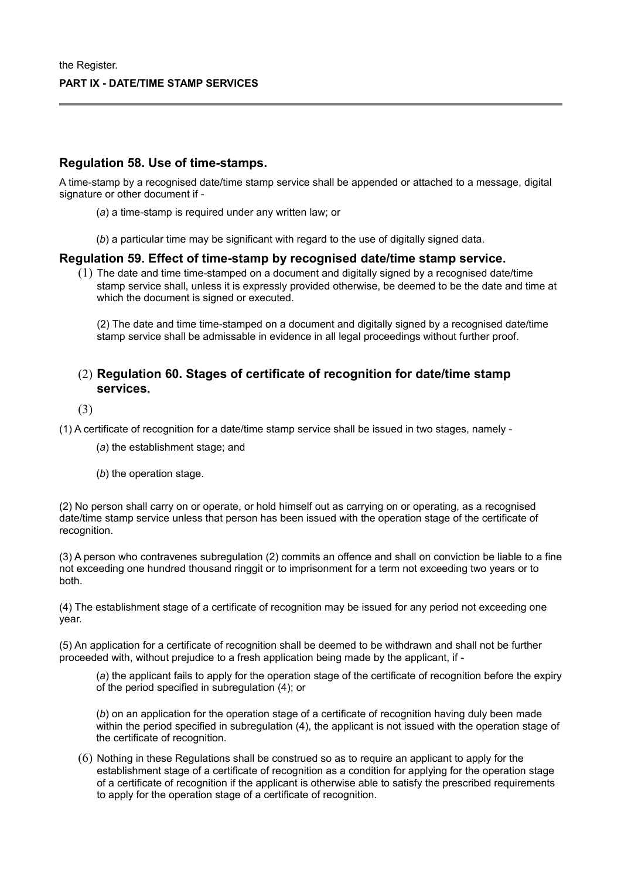the Register.

**PART IX - DATE/TIME STAMP SERVICES**

## Regulation 58. Use of time-stamps.

A time-stamp by a recognised date/time stamp service shall be appended or attached to a message, digital signature or other document if -

(*a*) a time-stamp is required under any written law; or

(*b*) a particular time may be significant with regard to the use of digitally signed data.

## Regulation 59. Effect of time-stamp by recognised date/time stamp service.

(1) The date and time time-stamped on a document and digitally signed by a recognised date/time stamp service shall, unless it is expressly provided otherwise, be deemed to be the date and time at which the document is signed or executed.

(2) The date and time time-stamped on a document and digitally signed by a recognised date/time stamp service shall be admissable in evidence in all legal proceedings without further proof.

## (2) Regulation 60. Stages of certificate of recognition for date/time stamp services.

(3)

(1) A certificate of recognition for a date/time stamp service shall be issued in two stages, namely -

(*a*) the establishment stage; and

(*b*) the operation stage.

(2) No person shall carry on or operate, or hold himself out as carrying on or operating, as a recognised date/time stamp service unless that person has been issued with the operation stage of the certificate of recognition.

(3) A person who contravenes subregulation (2) commits an offence and shall on conviction be liable to a fine not exceeding one hundred thousand ringgit or to imprisonment for a term not exceeding two years or to both.

(4) The establishment stage of a certificate of recognition may be issued for any period not exceeding one year.

(5) An application for a certificate of recognition shall be deemed to be withdrawn and shall not be further proceeded with, without prejudice to a fresh application being made by the applicant, if -

(*a*) the applicant fails to apply for the operation stage of the certificate of recognition before the expiry of the period specified in subregulation (4); or

(*b*) on an application for the operation stage of a certificate of recognition having duly been made within the period specified in subregulation (4), the applicant is not issued with the operation stage of the certificate of recognition.

(6) Nothing in these Regulations shall be construed so as to require an applicant to apply for the establishment stage of a certificate of recognition as a condition for applying for the operation stage of a certificate of recognition if the applicant is otherwise able to satisfy the prescribed requirements to apply for the operation stage of a certificate of recognition.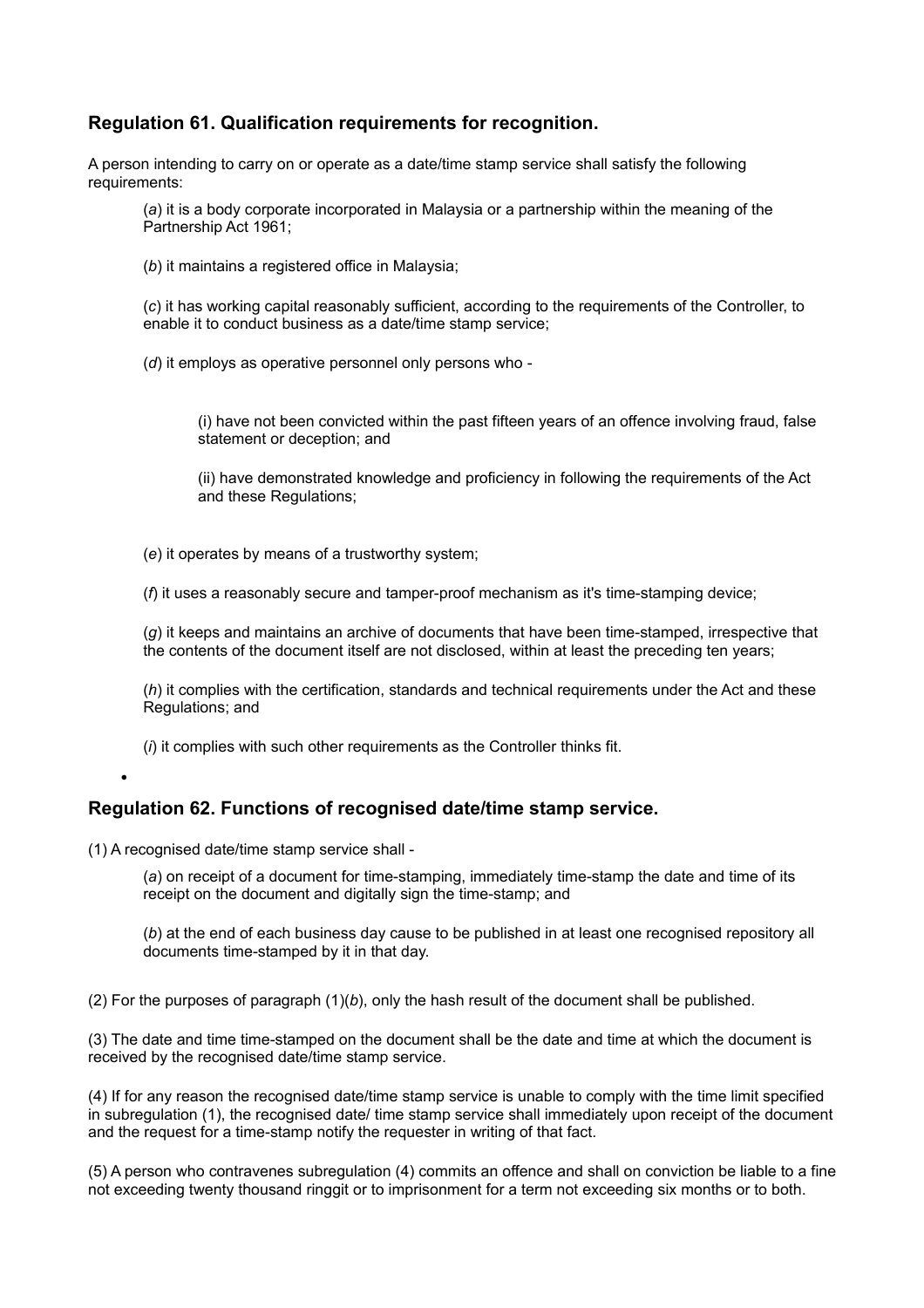## Regulation 61. Qualification requirements for recognition.

A person intending to carry on or operate as a date/time stamp service shall satisfy the following requirements:

(*a*) it is a body corporate incorporated in Malaysia or a partnership within the meaning of the Partnership Act 1961;

(*b*) it maintains a registered office in Malaysia;

(*c*) it has working capital reasonably sufficient, according to the requirements of the Controller, to enable it to conduct business as a date/time stamp service;

(*d*) it employs as operative personnel only persons who -

> (i) have not been convicted within the past fifteen years of an offence involving fraud, false statement or deception; and
>
> (ii) have demonstrated knowledge and proficiency in following the requirements of the Act and these Regulations;

(*e*) it operates by means of a trustworthy system;

(*f*) it uses a reasonably secure and tamper-proof mechanism as it's time-stamping device;

(*g*) it keeps and maintains an archive of documents that have been time-stamped, irrespective that the contents of the document itself are not disclosed, within at least the preceding ten years;

(*h*) it complies with the certification, standards and technical requirements under the Act and these Regulations; and

(*i*) it complies with such other requirements as the Controller thinks fit.

## Regulation 62. Functions of recognised date/time stamp service.

(1) A recognised date/time stamp service shall -

(*a*) on receipt of a document for time-stamping, immediately time-stamp the date and time of its receipt on the document and digitally sign the time-stamp; and

(*b*) at the end of each business day cause to be published in at least one recognised repository all documents time-stamped by it in that day.

(2) For the purposes of paragraph (1)(*b*), only the hash result of the document shall be published.

(3) The date and time time-stamped on the document shall be the date and time at which the document is received by the recognised date/time stamp service.

(4) If for any reason the recognised date/time stamp service is unable to comply with the time limit specified in subregulation (1), the recognised date/ time stamp service shall immediately upon receipt of the document and the request for a time-stamp notify the requester in writing of that fact.

(5) A person who contravenes subregulation (4) commits an offence and shall on conviction be liable to a fine not exceeding twenty thousand ringgit or to imprisonment for a term not exceeding six months or to both.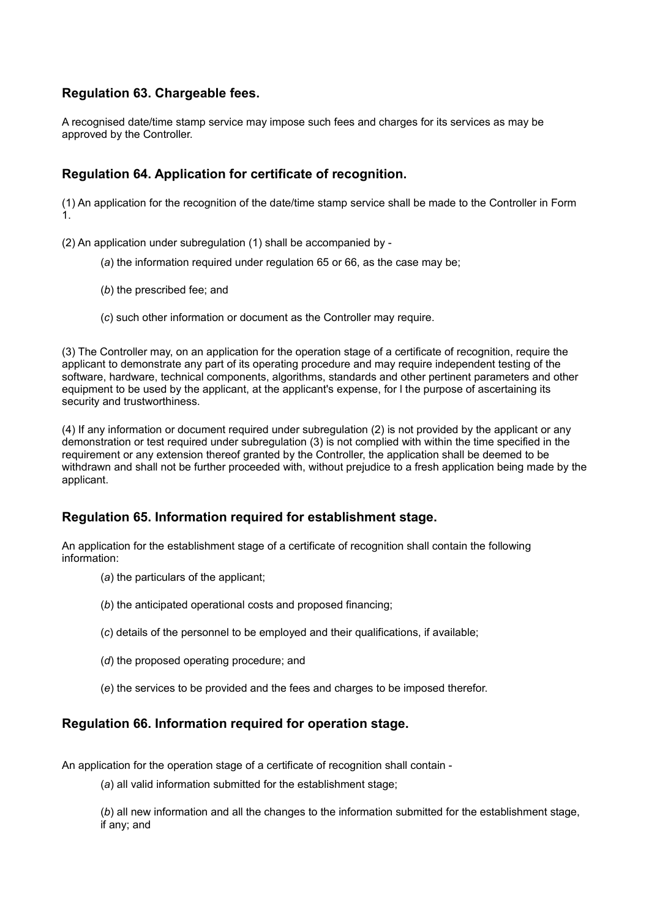## Regulation 63. Chargeable fees.

A recognised date/time stamp service may impose such fees and charges for its services as may be approved by the Controller.

## Regulation 64. Application for certificate of recognition.

(1) An application for the recognition of the date/time stamp service shall be made to the Controller in Form 1.

(2) An application under subregulation (1) shall be accompanied by -

(*a*) the information required under regulation 65 or 66, as the case may be;

(*b*) the prescribed fee; and

(*c*) such other information or document as the Controller may require.

(3) The Controller may, on an application for the operation stage of a certificate of recognition, require the applicant to demonstrate any part of its operating procedure and may require independent testing of the software, hardware, technical components, algorithms, standards and other pertinent parameters and other equipment to be used by the applicant, at the applicant's expense, for l the purpose of ascertaining its security and trustworthiness.

(4) If any information or document required under subregulation (2) is not provided by the applicant or any demonstration or test required under subregulation (3) is not complied with within the time specified in the requirement or any extension thereof granted by the Controller, the application shall be deemed to be withdrawn and shall not be further proceeded with, without prejudice to a fresh application being made by the applicant.

## Regulation 65. Information required for establishment stage.

An application for the establishment stage of a certificate of recognition shall contain the following information:

(*a*) the particulars of the applicant;

(*b*) the anticipated operational costs and proposed financing;

(*c*) details of the personnel to be employed and their qualifications, if available;

(*d*) the proposed operating procedure; and

(*e*) the services to be provided and the fees and charges to be imposed therefor.

## Regulation 66. Information required for operation stage.

An application for the operation stage of a certificate of recognition shall contain -

(*a*) all valid information submitted for the establishment stage;

(*b*) all new information and all the changes to the information submitted for the establishment stage, if any; and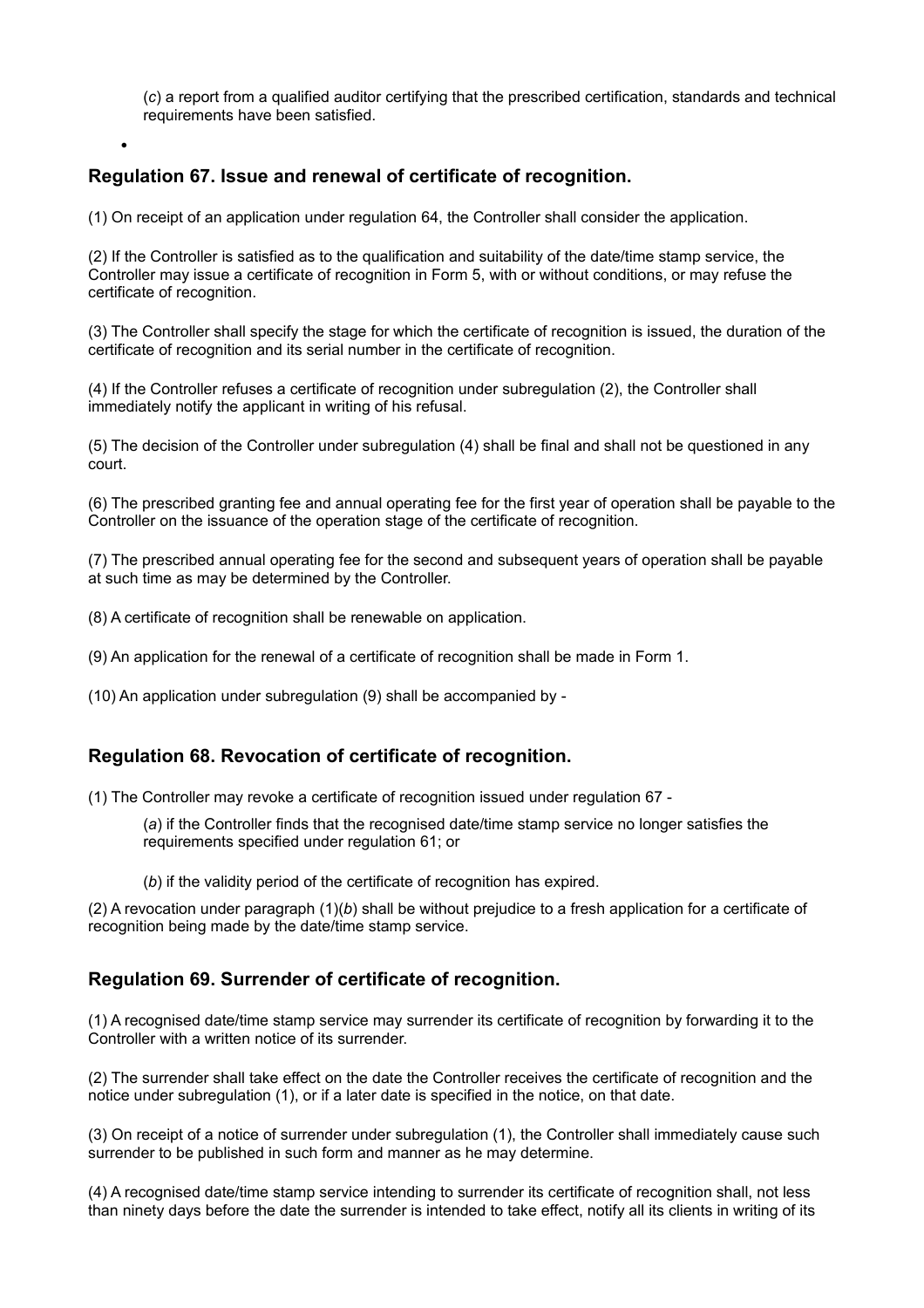(*c*) a report from a qualified auditor certifying that the prescribed certification, standards and technical requirements have been satisfied.

## Regulation 67. Issue and renewal of certificate of recognition.

(1) On receipt of an application under regulation 64, the Controller shall consider the application.

(2) If the Controller is satisfied as to the qualification and suitability of the date/time stamp service, the Controller may issue a certificate of recognition in Form 5, with or without conditions, or may refuse the certificate of recognition.

(3) The Controller shall specify the stage for which the certificate of recognition is issued, the duration of the certificate of recognition and its serial number in the certificate of recognition.

(4) If the Controller refuses a certificate of recognition under subregulation (2), the Controller shall immediately notify the applicant in writing of his refusal.

(5) The decision of the Controller under subregulation (4) shall be final and shall not be questioned in any court.

(6) The prescribed granting fee and annual operating fee for the first year of operation shall be payable to the Controller on the issuance of the operation stage of the certificate of recognition.

(7) The prescribed annual operating fee for the second and subsequent years of operation shall be payable at such time as may be determined by the Controller.

(8) A certificate of recognition shall be renewable on application.

(9) An application for the renewal of a certificate of recognition shall be made in Form 1.

(10) An application under subregulation (9) shall be accompanied by -

## Regulation 68. Revocation of certificate of recognition.

(1) The Controller may revoke a certificate of recognition issued under regulation 67 -

(*a*) if the Controller finds that the recognised date/time stamp service no longer satisfies the requirements specified under regulation 61; or

(*b*) if the validity period of the certificate of recognition has expired.

(2) A revocation under paragraph (1)(*b*) shall be without prejudice to a fresh application for a certificate of recognition being made by the date/time stamp service.

## Regulation 69. Surrender of certificate of recognition.

(1) A recognised date/time stamp service may surrender its certificate of recognition by forwarding it to the Controller with a written notice of its surrender.

(2) The surrender shall take effect on the date the Controller receives the certificate of recognition and the notice under subregulation (1), or if a later date is specified in the notice, on that date.

(3) On receipt of a notice of surrender under subregulation (1), the Controller shall immediately cause such surrender to be published in such form and manner as he may determine.

(4) A recognised date/time stamp service intending to surrender its certificate of recognition shall, not less than ninety days before the date the surrender is intended to take effect, notify all its clients in writing of its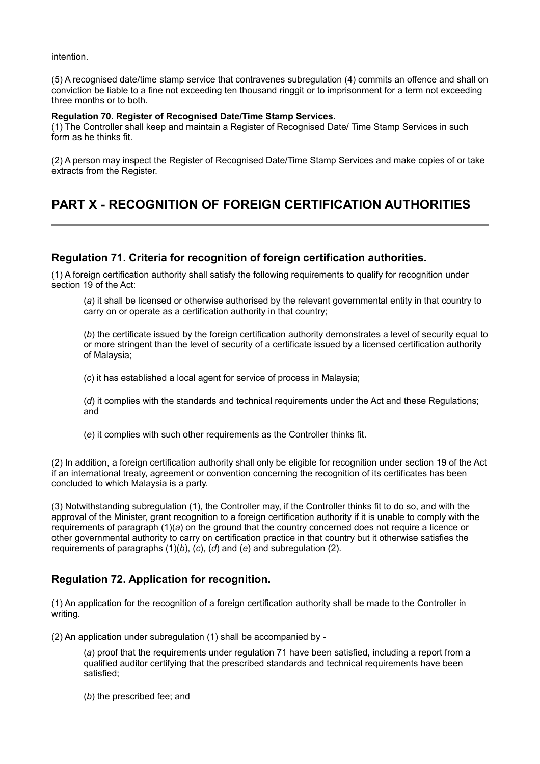intention.

(5) A recognised date/time stamp service that contravenes subregulation (4) commits an offence and shall on conviction be liable to a fine not exceeding ten thousand ringgit or to imprisonment for a term not exceeding three months or to both.

**Regulation 70. Register of Recognised Date/Time Stamp Services.**
(1) The Controller shall keep and maintain a Register of Recognised Date/ Time Stamp Services in such form as he thinks fit.

(2) A person may inspect the Register of Recognised Date/Time Stamp Services and make copies of or take extracts from the Register.

# PART X - RECOGNITION OF FOREIGN CERTIFICATION AUTHORITIES

## Regulation 71. Criteria for recognition of foreign certification authorities.

(1) A foreign certification authority shall satisfy the following requirements to qualify for recognition under section 19 of the Act:

(*a*) it shall be licensed or otherwise authorised by the relevant governmental entity in that country to carry on or operate as a certification authority in that country;

(*b*) the certificate issued by the foreign certification authority demonstrates a level of security equal to or more stringent than the level of security of a certificate issued by a licensed certification authority of Malaysia;

(*c*) it has established a local agent for service of process in Malaysia;

(*d*) it complies with the standards and technical requirements under the Act and these Regulations; and

(*e*) it complies with such other requirements as the Controller thinks fit.

(2) In addition, a foreign certification authority shall only be eligible for recognition under section 19 of the Act if an international treaty, agreement or convention concerning the recognition of its certificates has been concluded to which Malaysia is a party.

(3) Notwithstanding subregulation (1), the Controller may, if the Controller thinks fit to do so, and with the approval of the Minister, grant recognition to a foreign certification authority if it is unable to comply with the requirements of paragraph (1)(*a*) on the ground that the country concerned does not require a licence or other governmental authority to carry on certification practice in that country but it otherwise satisfies the requirements of paragraphs (1)(*b*), (*c*), (*d*) and (*e*) and subregulation (2).

## Regulation 72. Application for recognition.

(1) An application for the recognition of a foreign certification authority shall be made to the Controller in writing.

(2) An application under subregulation (1) shall be accompanied by -

(*a*) proof that the requirements under regulation 71 have been satisfied, including a report from a qualified auditor certifying that the prescribed standards and technical requirements have been satisfied;

(*b*) the prescribed fee; and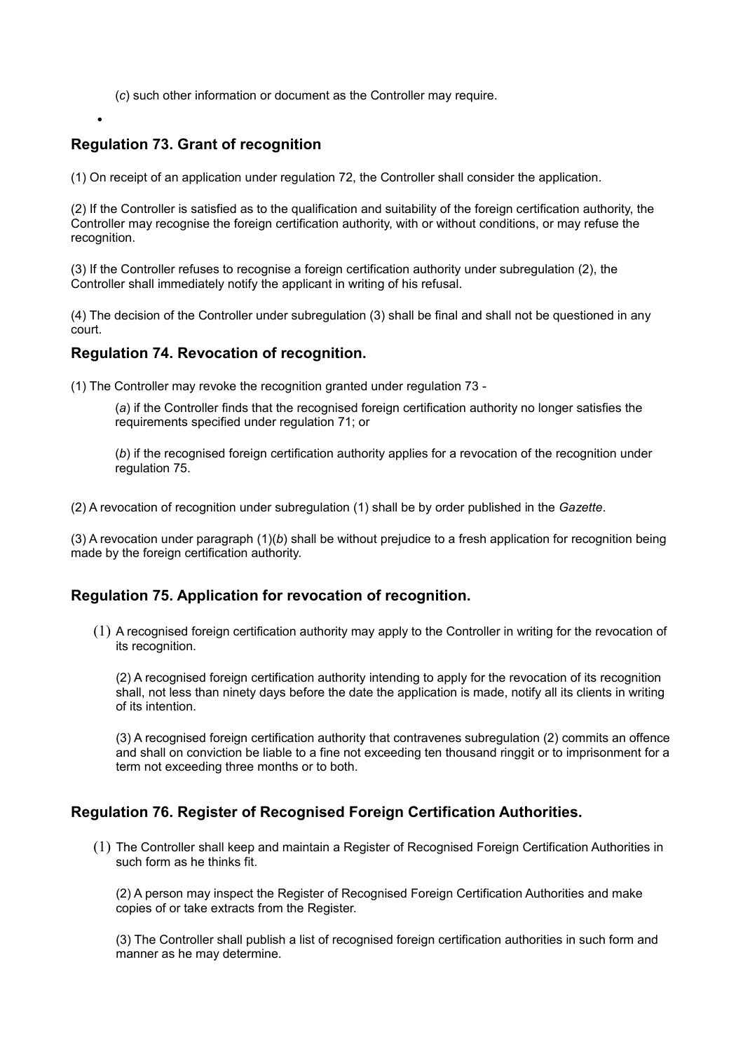(*c*) such other information or document as the Controller may require.

## Regulation 73. Grant of recognition

(1) On receipt of an application under regulation 72, the Controller shall consider the application.

(2) If the Controller is satisfied as to the qualification and suitability of the foreign certification authority, the Controller may recognise the foreign certification authority, with or without conditions, or may refuse the recognition.

(3) If the Controller refuses to recognise a foreign certification authority under subregulation (2), the Controller shall immediately notify the applicant in writing of his refusal.

(4) The decision of the Controller under subregulation (3) shall be final and shall not be questioned in any court.

## Regulation 74. Revocation of recognition.

(1) The Controller may revoke the recognition granted under regulation 73 -

(*a*) if the Controller finds that the recognised foreign certification authority no longer satisfies the requirements specified under regulation 71; or

(*b*) if the recognised foreign certification authority applies for a revocation of the recognition under regulation 75.

(2) A revocation of recognition under subregulation (1) shall be by order published in the *Gazette*.

(3) A revocation under paragraph (1)(*b*) shall be without prejudice to a fresh application for recognition being made by the foreign certification authority.

## Regulation 75. Application for revocation of recognition.

(1) A recognised foreign certification authority may apply to the Controller in writing for the revocation of its recognition.

(2) A recognised foreign certification authority intending to apply for the revocation of its recognition shall, not less than ninety days before the date the application is made, notify all its clients in writing of its intention.

(3) A recognised foreign certification authority that contravenes subregulation (2) commits an offence and shall on conviction be liable to a fine not exceeding ten thousand ringgit or to imprisonment for a term not exceeding three months or to both.

## Regulation 76. Register of Recognised Foreign Certification Authorities.

(1) The Controller shall keep and maintain a Register of Recognised Foreign Certification Authorities in such form as he thinks fit.

(2) A person may inspect the Register of Recognised Foreign Certification Authorities and make copies of or take extracts from the Register.

(3) The Controller shall publish a list of recognised foreign certification authorities in such form and manner as he may determine.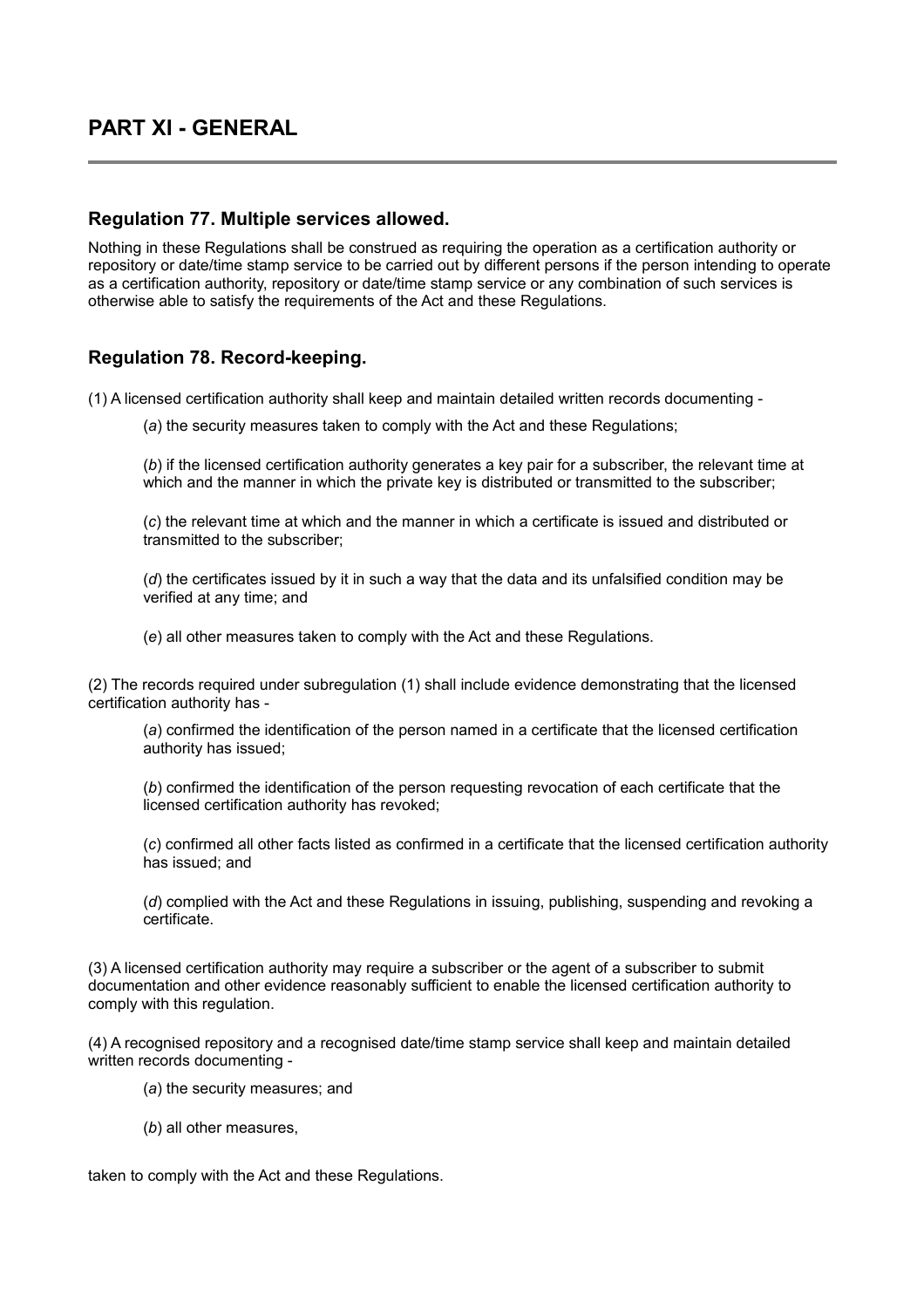# PART XI - GENERAL

## Regulation 77. Multiple services allowed.

Nothing in these Regulations shall be construed as requiring the operation as a certification authority or repository or date/time stamp service to be carried out by different persons if the person intending to operate as a certification authority, repository or date/time stamp service or any combination of such services is otherwise able to satisfy the requirements of the Act and these Regulations.

## Regulation 78. Record-keeping.

(1) A licensed certification authority shall keep and maintain detailed written records documenting -

(*a*) the security measures taken to comply with the Act and these Regulations;

(*b*) if the licensed certification authority generates a key pair for a subscriber, the relevant time at which and the manner in which the private key is distributed or transmitted to the subscriber;

(*c*) the relevant time at which and the manner in which a certificate is issued and distributed or transmitted to the subscriber;

(*d*) the certificates issued by it in such a way that the data and its unfalsified condition may be verified at any time; and

(*e*) all other measures taken to comply with the Act and these Regulations.

(2) The records required under subregulation (1) shall include evidence demonstrating that the licensed certification authority has -

(*a*) confirmed the identification of the person named in a certificate that the licensed certification authority has issued;

(*b*) confirmed the identification of the person requesting revocation of each certificate that the licensed certification authority has revoked;

(*c*) confirmed all other facts listed as confirmed in a certificate that the licensed certification authority has issued; and

(*d*) complied with the Act and these Regulations in issuing, publishing, suspending and revoking a certificate.

(3) A licensed certification authority may require a subscriber or the agent of a subscriber to submit documentation and other evidence reasonably sufficient to enable the licensed certification authority to comply with this regulation.

(4) A recognised repository and a recognised date/time stamp service shall keep and maintain detailed written records documenting -

(*a*) the security measures; and

(*b*) all other measures,

taken to comply with the Act and these Regulations.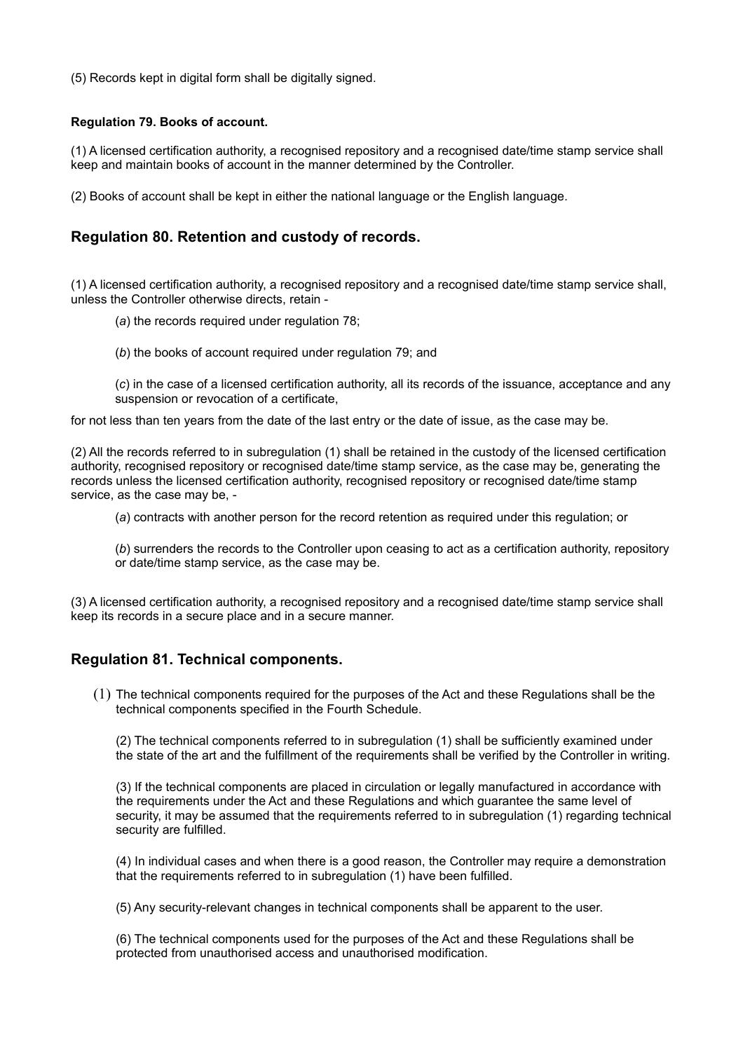(5) Records kept in digital form shall be digitally signed.

**Regulation 79. Books of account.**

(1) A licensed certification authority, a recognised repository and a recognised date/time stamp service shall keep and maintain books of account in the manner determined by the Controller.

(2) Books of account shall be kept in either the national language or the English language.

## Regulation 80. Retention and custody of records.

(1) A licensed certification authority, a recognised repository and a recognised date/time stamp service shall, unless the Controller otherwise directs, retain -

(*a*) the records required under regulation 78;

(*b*) the books of account required under regulation 79; and

(*c*) in the case of a licensed certification authority, all its records of the issuance, acceptance and any suspension or revocation of a certificate,

for not less than ten years from the date of the last entry or the date of issue, as the case may be.

(2) All the records referred to in subregulation (1) shall be retained in the custody of the licensed certification authority, recognised repository or recognised date/time stamp service, as the case may be, generating the records unless the licensed certification authority, recognised repository or recognised date/time stamp service, as the case may be, -

(*a*) contracts with another person for the record retention as required under this regulation; or

(*b*) surrenders the records to the Controller upon ceasing to act as a certification authority, repository or date/time stamp service, as the case may be.

(3) A licensed certification authority, a recognised repository and a recognised date/time stamp service shall keep its records in a secure place and in a secure manner.

## Regulation 81. Technical components.

(1) The technical components required for the purposes of the Act and these Regulations shall be the technical components specified in the Fourth Schedule.

(2) The technical components referred to in subregulation (1) shall be sufficiently examined under the state of the art and the fulfillment of the requirements shall be verified by the Controller in writing.

(3) If the technical components are placed in circulation or legally manufactured in accordance with the requirements under the Act and these Regulations and which guarantee the same level of security, it may be assumed that the requirements referred to in subregulation (1) regarding technical security are fulfilled.

(4) In individual cases and when there is a good reason, the Controller may require a demonstration that the requirements referred to in subregulation (1) have been fulfilled.

(5) Any security-relevant changes in technical components shall be apparent to the user.

(6) The technical components used for the purposes of the Act and these Regulations shall be protected from unauthorised access and unauthorised modification.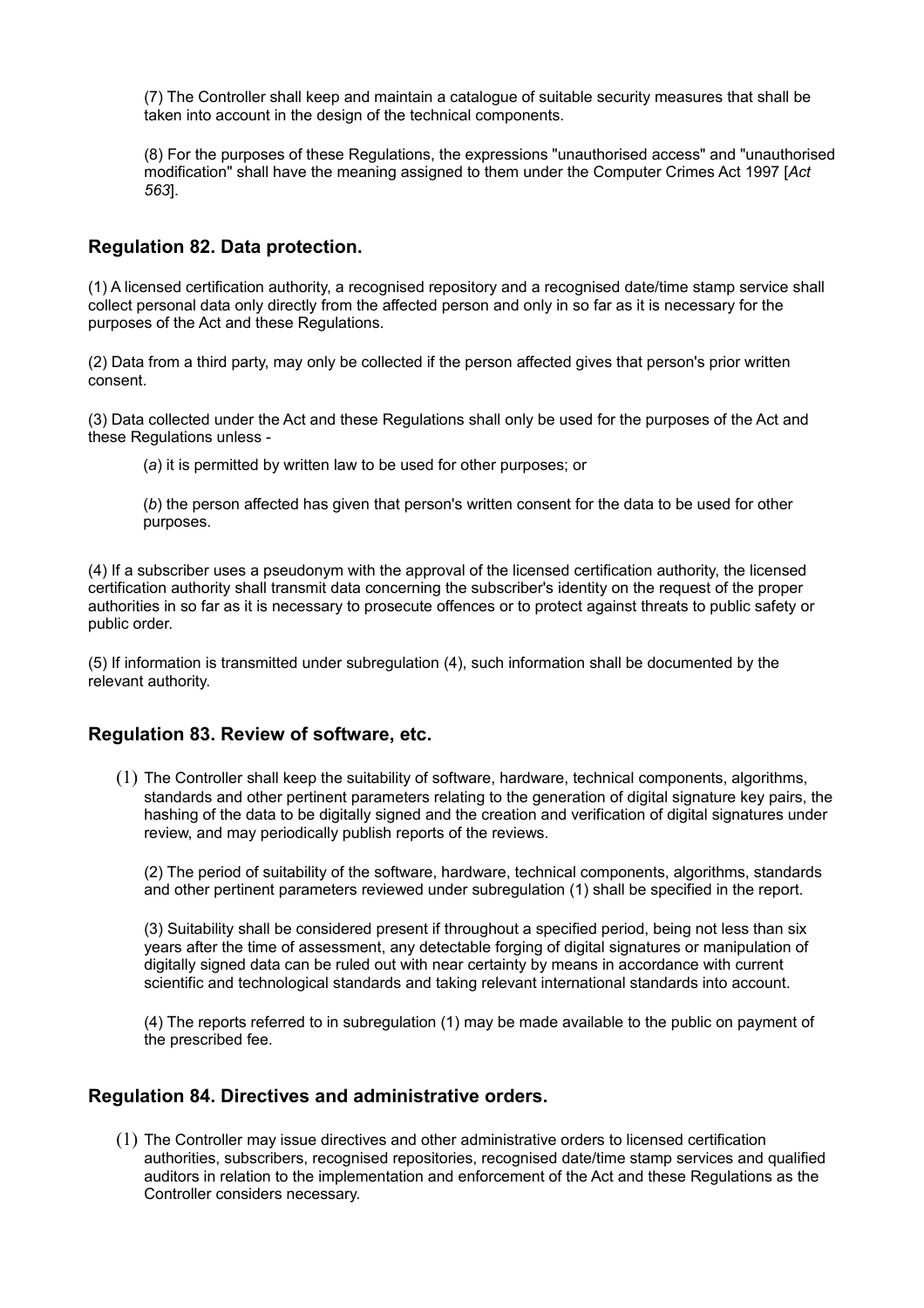(7) The Controller shall keep and maintain a catalogue of suitable security measures that shall be taken into account in the design of the technical components.

(8) For the purposes of these Regulations, the expressions "unauthorised access" and "unauthorised modification" shall have the meaning assigned to them under the Computer Crimes Act 1997 [*Act 563*].

## Regulation 82. Data protection.

(1) A licensed certification authority, a recognised repository and a recognised date/time stamp service shall collect personal data only directly from the affected person and only in so far as it is necessary for the purposes of the Act and these Regulations.

(2) Data from a third party, may only be collected if the person affected gives that person's prior written consent.

(3) Data collected under the Act and these Regulations shall only be used for the purposes of the Act and these Regulations unless -

(*a*) it is permitted by written law to be used for other purposes; or

(*b*) the person affected has given that person's written consent for the data to be used for other purposes.

(4) If a subscriber uses a pseudonym with the approval of the licensed certification authority, the licensed certification authority shall transmit data concerning the subscriber's identity on the request of the proper authorities in so far as it is necessary to prosecute offences or to protect against threats to public safety or public order.

(5) If information is transmitted under subregulation (4), such information shall be documented by the relevant authority.

## Regulation 83. Review of software, etc.

(1) The Controller shall keep the suitability of software, hardware, technical components, algorithms, standards and other pertinent parameters relating to the generation of digital signature key pairs, the hashing of the data to be digitally signed and the creation and verification of digital signatures under review, and may periodically publish reports of the reviews.

(2) The period of suitability of the software, hardware, technical components, algorithms, standards and other pertinent parameters reviewed under subregulation (1) shall be specified in the report.

(3) Suitability shall be considered present if throughout a specified period, being not less than six years after the time of assessment, any detectable forging of digital signatures or manipulation of digitally signed data can be ruled out with near certainty by means in accordance with current scientific and technological standards and taking relevant international standards into account.

(4) The reports referred to in subregulation (1) may be made available to the public on payment of the prescribed fee.

## Regulation 84. Directives and administrative orders.

(1) The Controller may issue directives and other administrative orders to licensed certification authorities, subscribers, recognised repositories, recognised date/time stamp services and qualified auditors in relation to the implementation and enforcement of the Act and these Regulations as the Controller considers necessary.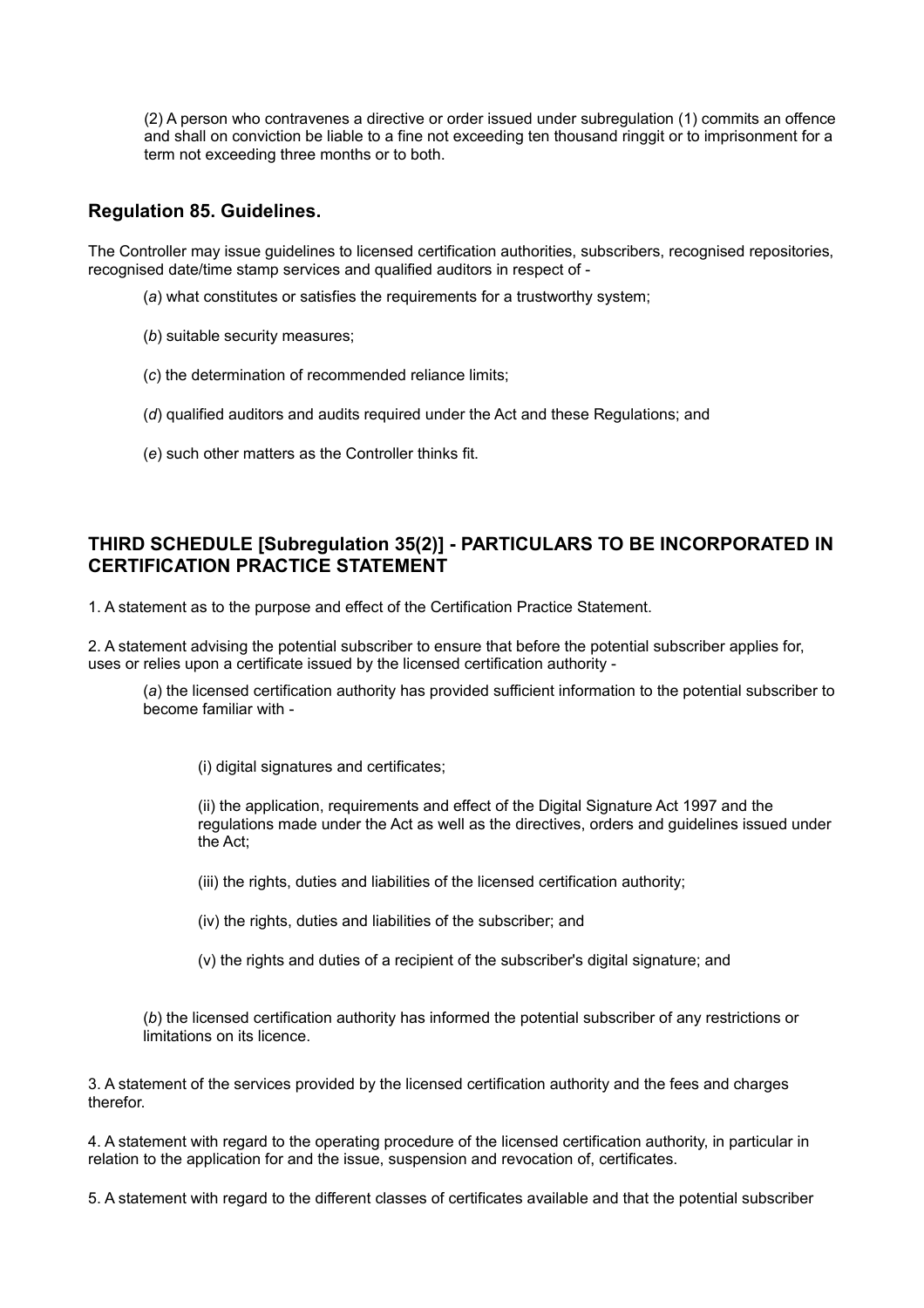(2) A person who contravenes a directive or order issued under subregulation (1) commits an offence and shall on conviction be liable to a fine not exceeding ten thousand ringgit or to imprisonment for a term not exceeding three months or to both.

### Regulation 85. Guidelines.

The Controller may issue guidelines to licensed certification authorities, subscribers, recognised repositories, recognised date/time stamp services and qualified auditors in respect of -

(*a*) what constitutes or satisfies the requirements for a trustworthy system;

(*b*) suitable security measures;

(*c*) the determination of recommended reliance limits;

(*d*) qualified auditors and audits required under the Act and these Regulations; and

(*e*) such other matters as the Controller thinks fit.

### THIRD SCHEDULE [Subregulation 35(2)] - PARTICULARS TO BE INCORPORATED IN CERTIFICATION PRACTICE STATEMENT

1. A statement as to the purpose and effect of the Certification Practice Statement.

2. A statement advising the potential subscriber to ensure that before the potential subscriber applies for, uses or relies upon a certificate issued by the licensed certification authority -

(*a*) the licensed certification authority has provided sufficient information to the potential subscriber to become familiar with -

(i) digital signatures and certificates;

(ii) the application, requirements and effect of the Digital Signature Act 1997 and the regulations made under the Act as well as the directives, orders and guidelines issued under the Act;

(iii) the rights, duties and liabilities of the licensed certification authority;

(iv) the rights, duties and liabilities of the subscriber; and

(v) the rights and duties of a recipient of the subscriber's digital signature; and

(*b*) the licensed certification authority has informed the potential subscriber of any restrictions or limitations on its licence.

3. A statement of the services provided by the licensed certification authority and the fees and charges therefor.

4. A statement with regard to the operating procedure of the licensed certification authority, in particular in relation to the application for and the issue, suspension and revocation of, certificates.

5. A statement with regard to the different classes of certificates available and that the potential subscriber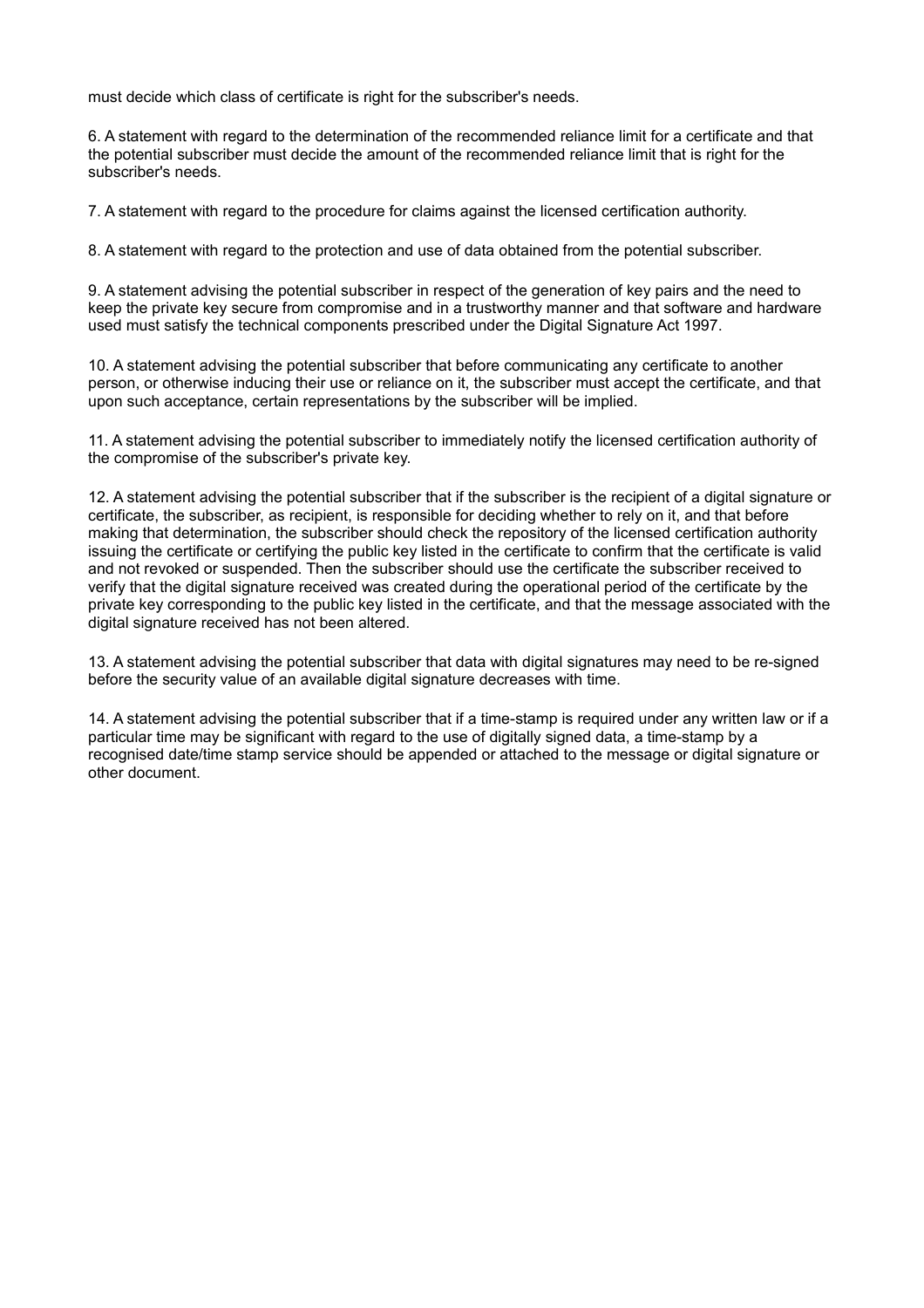must decide which class of certificate is right for the subscriber's needs.

6. A statement with regard to the determination of the recommended reliance limit for a certificate and that the potential subscriber must decide the amount of the recommended reliance limit that is right for the subscriber's needs.

7. A statement with regard to the procedure for claims against the licensed certification authority.

8. A statement with regard to the protection and use of data obtained from the potential subscriber.

9. A statement advising the potential subscriber in respect of the generation of key pairs and the need to keep the private key secure from compromise and in a trustworthy manner and that software and hardware used must satisfy the technical components prescribed under the Digital Signature Act 1997.

10. A statement advising the potential subscriber that before communicating any certificate to another person, or otherwise inducing their use or reliance on it, the subscriber must accept the certificate, and that upon such acceptance, certain representations by the subscriber will be implied.

11. A statement advising the potential subscriber to immediately notify the licensed certification authority of the compromise of the subscriber's private key.

12. A statement advising the potential subscriber that if the subscriber is the recipient of a digital signature or certificate, the subscriber, as recipient, is responsible for deciding whether to rely on it, and that before making that determination, the subscriber should check the repository of the licensed certification authority issuing the certificate or certifying the public key listed in the certificate to confirm that the certificate is valid and not revoked or suspended. Then the subscriber should use the certificate the subscriber received to verify that the digital signature received was created during the operational period of the certificate by the private key corresponding to the public key listed in the certificate, and that the message associated with the digital signature received has not been altered.

13. A statement advising the potential subscriber that data with digital signatures may need to be re-signed before the security value of an available digital signature decreases with time.

14. A statement advising the potential subscriber that if a time-stamp is required under any written law or if a particular time may be significant with regard to the use of digitally signed data, a time-stamp by a recognised date/time stamp service should be appended or attached to the message or digital signature or other document.